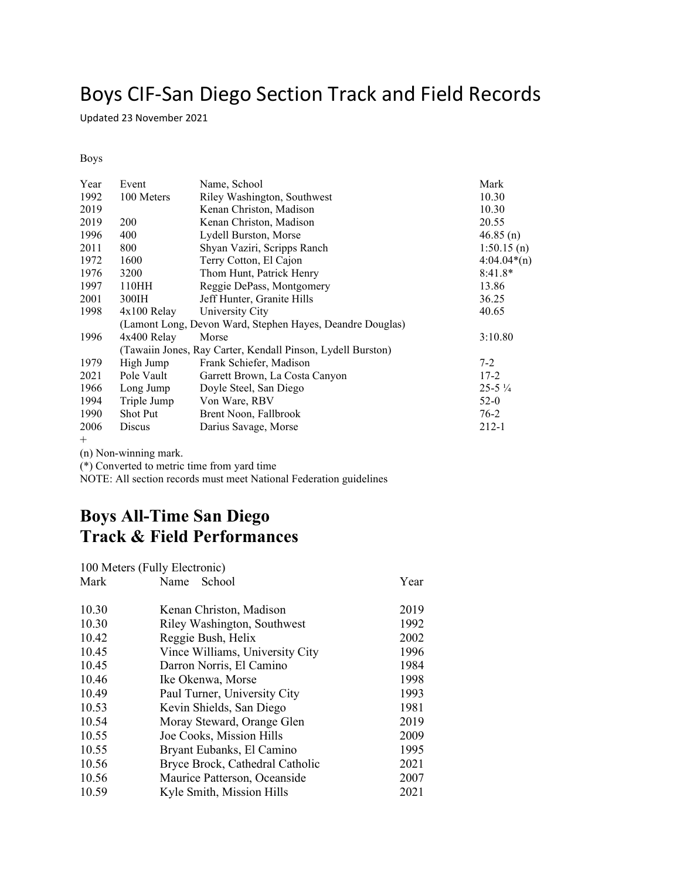# Boys CIF-San Diego Section Track and Field Records

Updated 23 November 2021

Boys

| Year | Event | Name, School | Mark |
|---|---|---|---|
| 1992 | 100 Meters | Riley Washington, Southwest | 10.30 |
| 2019 | | Kenan Christon, Madison | 10.30 |
| 2019 | 200 | Kenan Christon, Madison | 20.55 |
| 1996 | 400 | Lydell Burston, Morse | 46.85 (n) |
| 2011 | 800 | Shyan Vaziri, Scripps Ranch | 1:50.15 (n) |
| 1972 | 1600 | Terry Cotton, El Cajon | 4:04.04*(n) |
| 1976 | 3200 | Thom Hunt, Patrick Henry | 8:41.8* |
| 1997 | 110HH | Reggie DePass, Montgomery | 13.86 |
| 2001 | 300IH | Jeff Hunter, Granite Hills | 36.25 |
| 1998 | 4x100 Relay | University City | 40.65 |
| | (Lamont Long, Devon Ward, Stephen Hayes, Deandre Douglas) | | |
| 1996 | 4x400 Relay | Morse | 3:10.80 |
| | (Tawaiin Jones, Ray Carter, Kendall Pinson, Lydell Burston) | | |
| 1979 | High Jump | Frank Schiefer, Madison | 7-2 |
| 2021 | Pole Vault | Garrett Brown, La Costa Canyon | 17-2 |
| 1966 | Long Jump | Doyle Steel, San Diego | 25-5 ¼ |
| 1994 | Triple Jump | Von Ware, RBV | 52-0 |
| 1990 | Shot Put | Brent Noon, Fallbrook | 76-2 |
| 2006 | Discus | Darius Savage, Morse | 212-1 |

+

(n) Non-winning mark.

(*) Converted to metric time from yard time

NOTE: All section records must meet National Federation guidelines

## Boys All-Time San Diego Track & Field Performances

100 Meters (Fully Electronic)

| Mark | Name School | Year |
|---|---|---|
| 10.30 | Kenan Christon, Madison | 2019 |
| 10.30 | Riley Washington, Southwest | 1992 |
| 10.42 | Reggie Bush, Helix | 2002 |
| 10.45 | Vince Williams, University City | 1996 |
| 10.45 | Darron Norris, El Camino | 1984 |
| 10.46 | Ike Okenwa, Morse | 1998 |
| 10.49 | Paul Turner, University City | 1993 |
| 10.53 | Kevin Shields, San Diego | 1981 |
| 10.54 | Moray Steward, Orange Glen | 2019 |
| 10.55 | Joe Cooks, Mission Hills | 2009 |
| 10.55 | Bryant Eubanks, El Camino | 1995 |
| 10.56 | Bryce Brock, Cathedral Catholic | 2021 |
| 10.56 | Maurice Patterson, Oceanside | 2007 |
| 10.59 | Kyle Smith, Mission Hills | 2021 |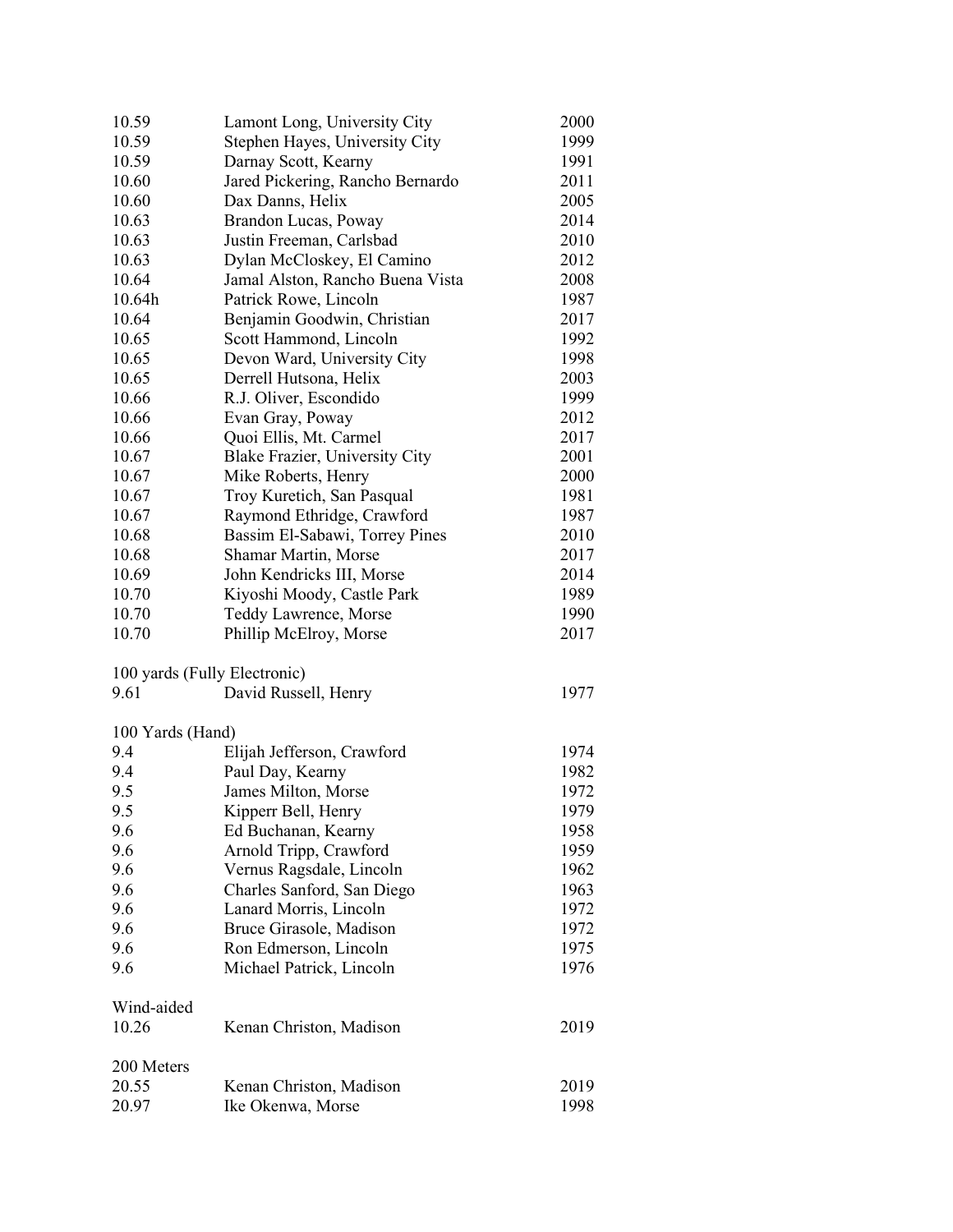| | | |
|---|---|---|
| 10.59 | Lamont Long, University City | 2000 |
| 10.59 | Stephen Hayes, University City | 1999 |
| 10.59 | Darnay Scott, Kearny | 1991 |
| 10.60 | Jared Pickering, Rancho Bernardo | 2011 |
| 10.60 | Dax Danns, Helix | 2005 |
| 10.63 | Brandon Lucas, Poway | 2014 |
| 10.63 | Justin Freeman, Carlsbad | 2010 |
| 10.63 | Dylan McCloskey, El Camino | 2012 |
| 10.64 | Jamal Alston, Rancho Buena Vista | 2008 |
| 10.64h | Patrick Rowe, Lincoln | 1987 |
| 10.64 | Benjamin Goodwin, Christian | 2017 |
| 10.65 | Scott Hammond, Lincoln | 1992 |
| 10.65 | Devon Ward, University City | 1998 |
| 10.65 | Derrell Hutsona, Helix | 2003 |
| 10.66 | R.J. Oliver, Escondido | 1999 |
| 10.66 | Evan Gray, Poway | 2012 |
| 10.66 | Quoi Ellis, Mt. Carmel | 2017 |
| 10.67 | Blake Frazier, University City | 2001 |
| 10.67 | Mike Roberts, Henry | 2000 |
| 10.67 | Troy Kuretich, San Pasqual | 1981 |
| 10.67 | Raymond Ethridge, Crawford | 1987 |
| 10.68 | Bassim El-Sabawi, Torrey Pines | 2010 |
| 10.68 | Shamar Martin, Morse | 2017 |
| 10.69 | John Kendricks III, Morse | 2014 |
| 10.70 | Kiyoshi Moody, Castle Park | 1989 |
| 10.70 | Teddy Lawrence, Morse | 1990 |
| 10.70 | Phillip McElroy, Morse | 2017 |

100 yards (Fully Electronic)

| | | |
|---|---|---|
| 9.61 | David Russell, Henry | 1977 |

100 Yards (Hand)

| | | |
|---|---|---|
| 9.4 | Elijah Jefferson, Crawford | 1974 |
| 9.4 | Paul Day, Kearny | 1982 |
| 9.5 | James Milton, Morse | 1972 |
| 9.5 | Kipperr Bell, Henry | 1979 |
| 9.6 | Ed Buchanan, Kearny | 1958 |
| 9.6 | Arnold Tripp, Crawford | 1959 |
| 9.6 | Vernus Ragsdale, Lincoln | 1962 |
| 9.6 | Charles Sanford, San Diego | 1963 |
| 9.6 | Lanard Morris, Lincoln | 1972 |
| 9.6 | Bruce Girasole, Madison | 1972 |
| 9.6 | Ron Edmerson, Lincoln | 1975 |
| 9.6 | Michael Patrick, Lincoln | 1976 |

Wind-aided

| | | |
|---|---|---|
| 10.26 | Kenan Christon, Madison | 2019 |

200 Meters

| | | |
|---|---|---|
| 20.55 | Kenan Christon, Madison | 2019 |
| 20.97 | Ike Okenwa, Morse | 1998 |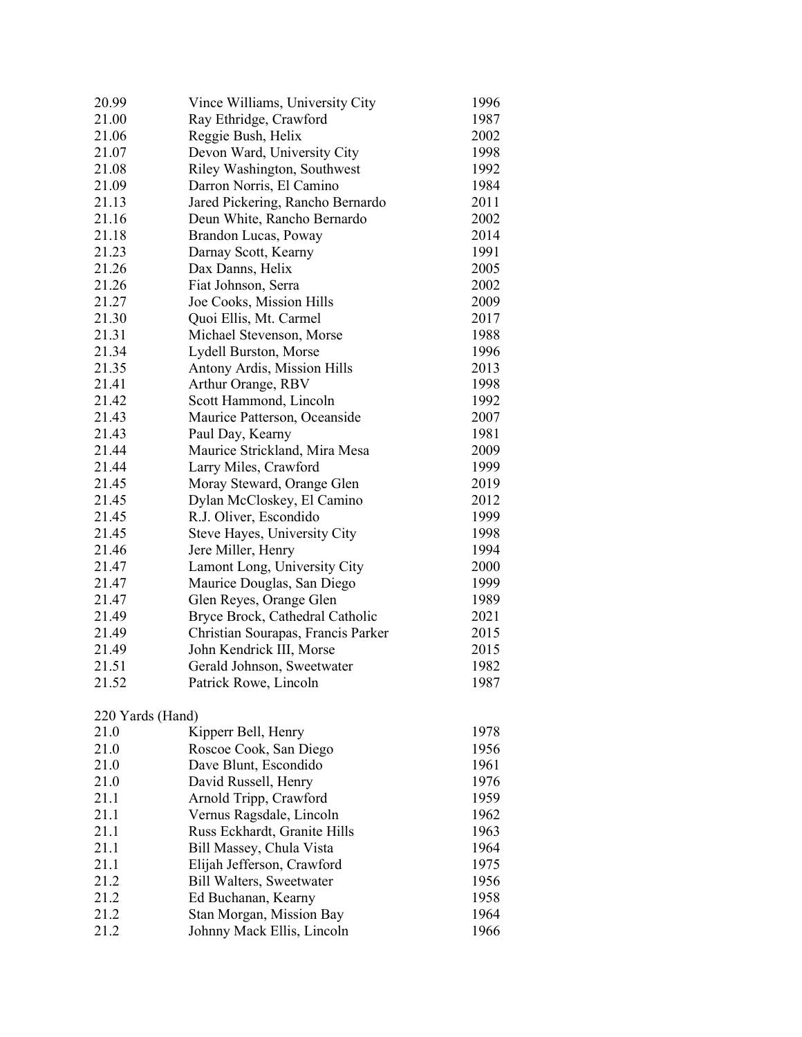| | | |
|---|---|---|
| 20.99 | Vince Williams, University City | 1996 |
| 21.00 | Ray Ethridge, Crawford | 1987 |
| 21.06 | Reggie Bush, Helix | 2002 |
| 21.07 | Devon Ward, University City | 1998 |
| 21.08 | Riley Washington, Southwest | 1992 |
| 21.09 | Darron Norris, El Camino | 1984 |
| 21.13 | Jared Pickering, Rancho Bernardo | 2011 |
| 21.16 | Deun White, Rancho Bernardo | 2002 |
| 21.18 | Brandon Lucas, Poway | 2014 |
| 21.23 | Darnay Scott, Kearny | 1991 |
| 21.26 | Dax Danns, Helix | 2005 |
| 21.26 | Fiat Johnson, Serra | 2002 |
| 21.27 | Joe Cooks, Mission Hills | 2009 |
| 21.30 | Quoi Ellis, Mt. Carmel | 2017 |
| 21.31 | Michael Stevenson, Morse | 1988 |
| 21.34 | Lydell Burston, Morse | 1996 |
| 21.35 | Antony Ardis, Mission Hills | 2013 |
| 21.41 | Arthur Orange, RBV | 1998 |
| 21.42 | Scott Hammond, Lincoln | 1992 |
| 21.43 | Maurice Patterson, Oceanside | 2007 |
| 21.43 | Paul Day, Kearny | 1981 |
| 21.44 | Maurice Strickland, Mira Mesa | 2009 |
| 21.44 | Larry Miles, Crawford | 1999 |
| 21.45 | Moray Steward, Orange Glen | 2019 |
| 21.45 | Dylan McCloskey, El Camino | 2012 |
| 21.45 | R.J. Oliver, Escondido | 1999 |
| 21.45 | Steve Hayes, University City | 1998 |
| 21.46 | Jere Miller, Henry | 1994 |
| 21.47 | Lamont Long, University City | 2000 |
| 21.47 | Maurice Douglas, San Diego | 1999 |
| 21.47 | Glen Reyes, Orange Glen | 1989 |
| 21.49 | Bryce Brock, Cathedral Catholic | 2021 |
| 21.49 | Christian Sourapas, Francis Parker | 2015 |
| 21.49 | John Kendrick III, Morse | 2015 |
| 21.51 | Gerald Johnson, Sweetwater | 1982 |
| 21.52 | Patrick Rowe, Lincoln | 1987 |

220 Yards (Hand)

| | | |
|---|---|---|
| 21.0 | Kipperr Bell, Henry | 1978 |
| 21.0 | Roscoe Cook, San Diego | 1956 |
| 21.0 | Dave Blunt, Escondido | 1961 |
| 21.0 | David Russell, Henry | 1976 |
| 21.1 | Arnold Tripp, Crawford | 1959 |
| 21.1 | Vernus Ragsdale, Lincoln | 1962 |
| 21.1 | Russ Eckhardt, Granite Hills | 1963 |
| 21.1 | Bill Massey, Chula Vista | 1964 |
| 21.1 | Elijah Jefferson, Crawford | 1975 |
| 21.2 | Bill Walters, Sweetwater | 1956 |
| 21.2 | Ed Buchanan, Kearny | 1958 |
| 21.2 | Stan Morgan, Mission Bay | 1964 |
| 21.2 | Johnny Mack Ellis, Lincoln | 1966 |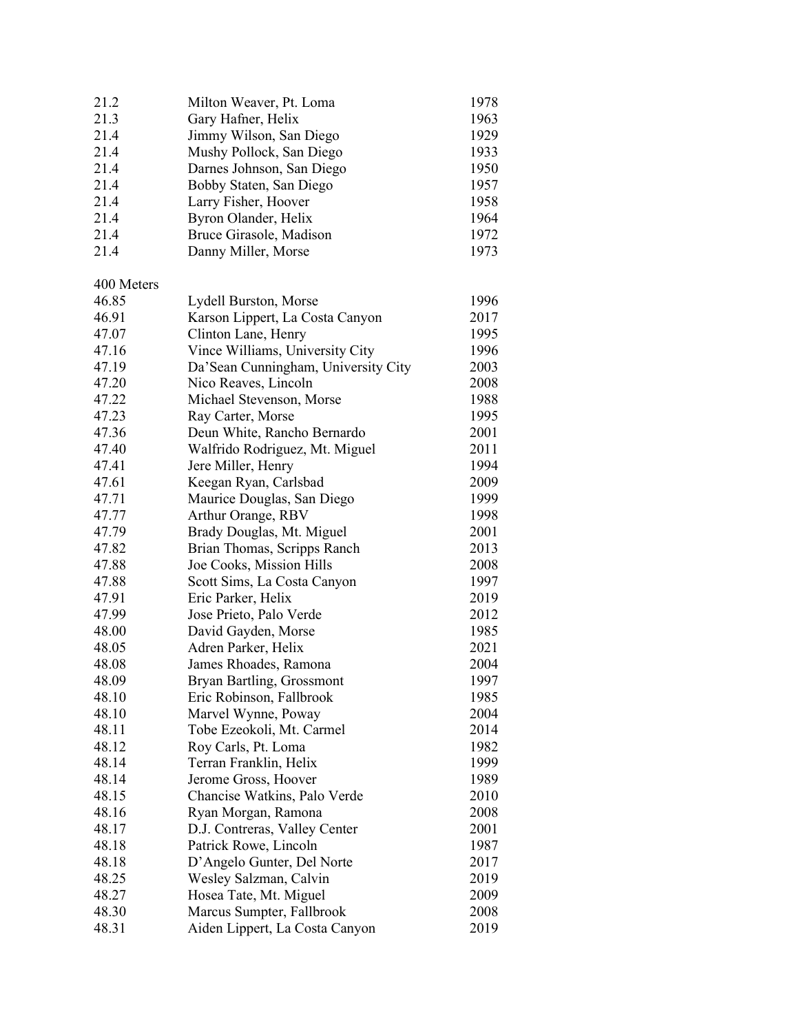| | | |
|---|---|---|
| 21.2 | Milton Weaver, Pt. Loma | 1978 |
| 21.3 | Gary Hafner, Helix | 1963 |
| 21.4 | Jimmy Wilson, San Diego | 1929 |
| 21.4 | Mushy Pollock, San Diego | 1933 |
| 21.4 | Darnes Johnson, San Diego | 1950 |
| 21.4 | Bobby Staten, San Diego | 1957 |
| 21.4 | Larry Fisher, Hoover | 1958 |
| 21.4 | Byron Olander, Helix | 1964 |
| 21.4 | Bruce Girasole, Madison | 1972 |
| 21.4 | Danny Miller, Morse | 1973 |

400 Meters

| | | |
|---|---|---|
| 46.85 | Lydell Burston, Morse | 1996 |
| 46.91 | Karson Lippert, La Costa Canyon | 2017 |
| 47.07 | Clinton Lane, Henry | 1995 |
| 47.16 | Vince Williams, University City | 1996 |
| 47.19 | Da'Sean Cunningham, University City | 2003 |
| 47.20 | Nico Reaves, Lincoln | 2008 |
| 47.22 | Michael Stevenson, Morse | 1988 |
| 47.23 | Ray Carter, Morse | 1995 |
| 47.36 | Deun White, Rancho Bernardo | 2001 |
| 47.40 | Walfrido Rodriguez, Mt. Miguel | 2011 |
| 47.41 | Jere Miller, Henry | 1994 |
| 47.61 | Keegan Ryan, Carlsbad | 2009 |
| 47.71 | Maurice Douglas, San Diego | 1999 |
| 47.77 | Arthur Orange, RBV | 1998 |
| 47.79 | Brady Douglas, Mt. Miguel | 2001 |
| 47.82 | Brian Thomas, Scripps Ranch | 2013 |
| 47.88 | Joe Cooks, Mission Hills | 2008 |
| 47.88 | Scott Sims, La Costa Canyon | 1997 |
| 47.91 | Eric Parker, Helix | 2019 |
| 47.99 | Jose Prieto, Palo Verde | 2012 |
| 48.00 | David Gayden, Morse | 1985 |
| 48.05 | Adren Parker, Helix | 2021 |
| 48.08 | James Rhoades, Ramona | 2004 |
| 48.09 | Bryan Bartling, Grossmont | 1997 |
| 48.10 | Eric Robinson, Fallbrook | 1985 |
| 48.10 | Marvel Wynne, Poway | 2004 |
| 48.11 | Tobe Ezeokoli, Mt. Carmel | 2014 |
| 48.12 | Roy Carls, Pt. Loma | 1982 |
| 48.14 | Terran Franklin, Helix | 1999 |
| 48.14 | Jerome Gross, Hoover | 1989 |
| 48.15 | Chancise Watkins, Palo Verde | 2010 |
| 48.16 | Ryan Morgan, Ramona | 2008 |
| 48.17 | D.J. Contreras, Valley Center | 2001 |
| 48.18 | Patrick Rowe, Lincoln | 1987 |
| 48.18 | D'Angelo Gunter, Del Norte | 2017 |
| 48.25 | Wesley Salzman, Calvin | 2019 |
| 48.27 | Hosea Tate, Mt. Miguel | 2009 |
| 48.30 | Marcus Sumpter, Fallbrook | 2008 |
| 48.31 | Aiden Lippert, La Costa Canyon | 2019 |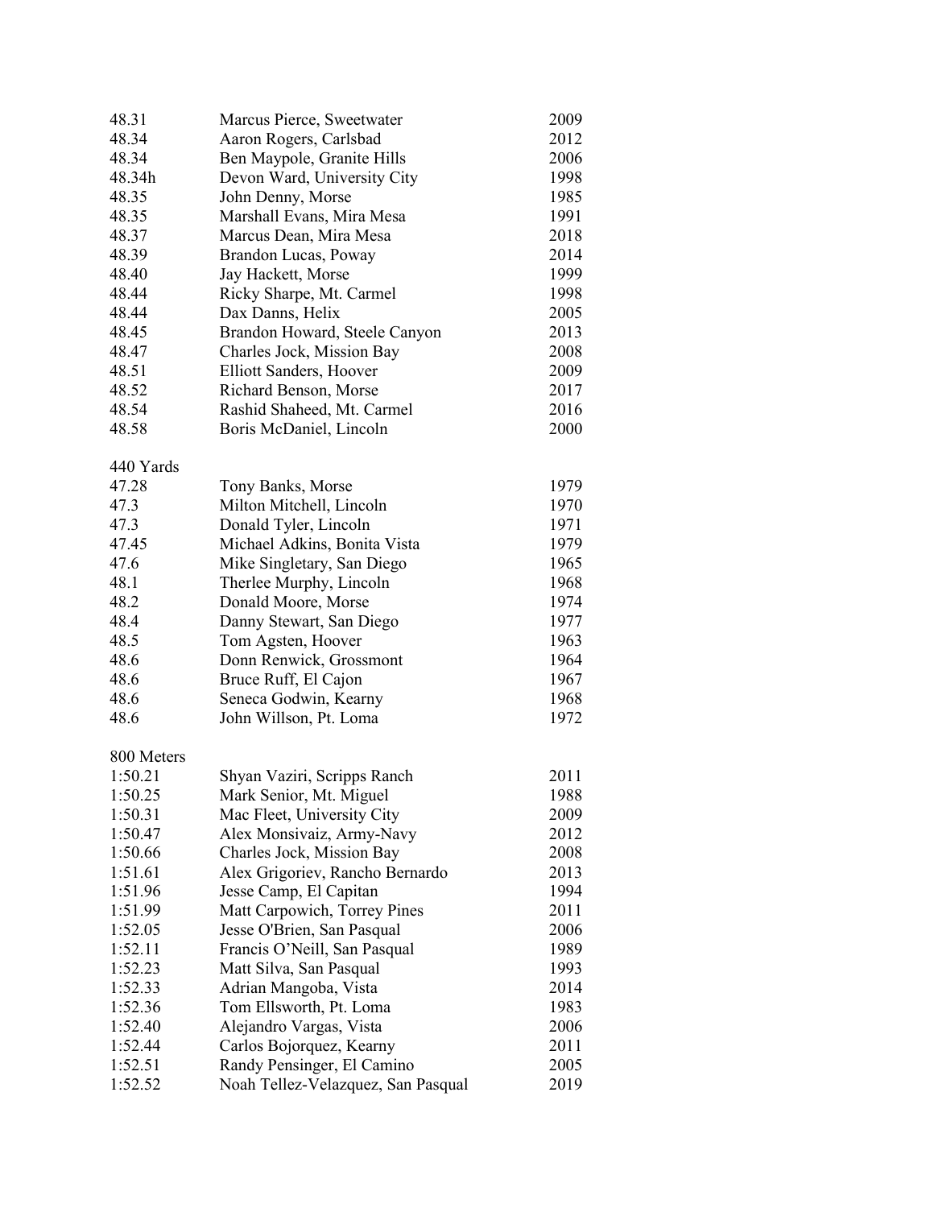| | | |
|---|---|---|
| 48.31 | Marcus Pierce, Sweetwater | 2009 |
| 48.34 | Aaron Rogers, Carlsbad | 2012 |
| 48.34 | Ben Maypole, Granite Hills | 2006 |
| 48.34h | Devon Ward, University City | 1998 |
| 48.35 | John Denny, Morse | 1985 |
| 48.35 | Marshall Evans, Mira Mesa | 1991 |
| 48.37 | Marcus Dean, Mira Mesa | 2018 |
| 48.39 | Brandon Lucas, Poway | 2014 |
| 48.40 | Jay Hackett, Morse | 1999 |
| 48.44 | Ricky Sharpe, Mt. Carmel | 1998 |
| 48.44 | Dax Danns, Helix | 2005 |
| 48.45 | Brandon Howard, Steele Canyon | 2013 |
| 48.47 | Charles Jock, Mission Bay | 2008 |
| 48.51 | Elliott Sanders, Hoover | 2009 |
| 48.52 | Richard Benson, Morse | 2017 |
| 48.54 | Rashid Shaheed, Mt. Carmel | 2016 |
| 48.58 | Boris McDaniel, Lincoln | 2000 |

440 Yards

| | | |
|---|---|---|
| 47.28 | Tony Banks, Morse | 1979 |
| 47.3 | Milton Mitchell, Lincoln | 1970 |
| 47.3 | Donald Tyler, Lincoln | 1971 |
| 47.45 | Michael Adkins, Bonita Vista | 1979 |
| 47.6 | Mike Singletary, San Diego | 1965 |
| 48.1 | Therlee Murphy, Lincoln | 1968 |
| 48.2 | Donald Moore, Morse | 1974 |
| 48.4 | Danny Stewart, San Diego | 1977 |
| 48.5 | Tom Agsten, Hoover | 1963 |
| 48.6 | Donn Renwick, Grossmont | 1964 |
| 48.6 | Bruce Ruff, El Cajon | 1967 |
| 48.6 | Seneca Godwin, Kearny | 1968 |
| 48.6 | John Willson, Pt. Loma | 1972 |

800 Meters

| | | |
|---|---|---|
| 1:50.21 | Shyan Vaziri, Scripps Ranch | 2011 |
| 1:50.25 | Mark Senior, Mt. Miguel | 1988 |
| 1:50.31 | Mac Fleet, University City | 2009 |
| 1:50.47 | Alex Monsivaiz, Army-Navy | 2012 |
| 1:50.66 | Charles Jock, Mission Bay | 2008 |
| 1:51.61 | Alex Grigoriev, Rancho Bernardo | 2013 |
| 1:51.96 | Jesse Camp, El Capitan | 1994 |
| 1:51.99 | Matt Carpowich, Torrey Pines | 2011 |
| 1:52.05 | Jesse O'Brien, San Pasqual | 2006 |
| 1:52.11 | Francis O'Neill, San Pasqual | 1989 |
| 1:52.23 | Matt Silva, San Pasqual | 1993 |
| 1:52.33 | Adrian Mangoba, Vista | 2014 |
| 1:52.36 | Tom Ellsworth, Pt. Loma | 1983 |
| 1:52.40 | Alejandro Vargas, Vista | 2006 |
| 1:52.44 | Carlos Bojorquez, Kearny | 2011 |
| 1:52.51 | Randy Pensinger, El Camino | 2005 |
| 1:52.52 | Noah Tellez-Velazquez, San Pasqual | 2019 |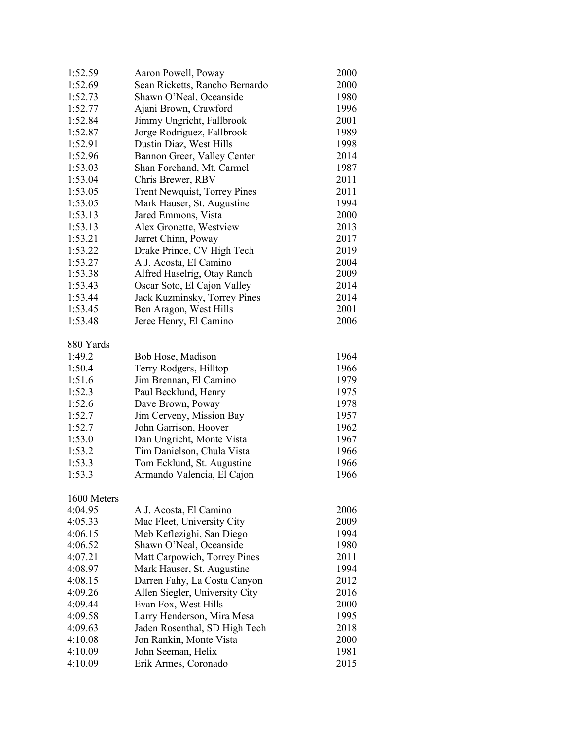| | | |
|---|---|---|
| 1:52.59 | Aaron Powell, Poway | 2000 |
| 1:52.69 | Sean Ricketts, Rancho Bernardo | 2000 |
| 1:52.73 | Shawn O'Neal, Oceanside | 1980 |
| 1:52.77 | Ajani Brown, Crawford | 1996 |
| 1:52.84 | Jimmy Ungricht, Fallbrook | 2001 |
| 1:52.87 | Jorge Rodriguez, Fallbrook | 1989 |
| 1:52.91 | Dustin Diaz, West Hills | 1998 |
| 1:52.96 | Bannon Greer, Valley Center | 2014 |
| 1:53.03 | Shan Forehand, Mt. Carmel | 1987 |
| 1:53.04 | Chris Brewer, RBV | 2011 |
| 1:53.05 | Trent Newquist, Torrey Pines | 2011 |
| 1:53.05 | Mark Hauser, St. Augustine | 1994 |
| 1:53.13 | Jared Emmons, Vista | 2000 |
| 1:53.13 | Alex Gronette, Westview | 2013 |
| 1:53.21 | Jarret Chinn, Poway | 2017 |
| 1:53.22 | Drake Prince, CV High Tech | 2019 |
| 1:53.27 | A.J. Acosta, El Camino | 2004 |
| 1:53.38 | Alfred Haselrig, Otay Ranch | 2009 |
| 1:53.43 | Oscar Soto, El Cajon Valley | 2014 |
| 1:53.44 | Jack Kuzminsky, Torrey Pines | 2014 |
| 1:53.45 | Ben Aragon, West Hills | 2001 |
| 1:53.48 | Jeree Henry, El Camino | 2006 |

880 Yards

| | | |
|---|---|---|
| 1:49.2 | Bob Hose, Madison | 1964 |
| 1:50.4 | Terry Rodgers, Hilltop | 1966 |
| 1:51.6 | Jim Brennan, El Camino | 1979 |
| 1:52.3 | Paul Becklund, Henry | 1975 |
| 1:52.6 | Dave Brown, Poway | 1978 |
| 1:52.7 | Jim Cerveny, Mission Bay | 1957 |
| 1:52.7 | John Garrison, Hoover | 1962 |
| 1:53.0 | Dan Ungricht, Monte Vista | 1967 |
| 1:53.2 | Tim Danielson, Chula Vista | 1966 |
| 1:53.3 | Tom Ecklund, St. Augustine | 1966 |
| 1:53.3 | Armando Valencia, El Cajon | 1966 |

1600 Meters

| | | |
|---|---|---|
| 4:04.95 | A.J. Acosta, El Camino | 2006 |
| 4:05.33 | Mac Fleet, University City | 2009 |
| 4:06.15 | Meb Keflezighi, San Diego | 1994 |
| 4:06.52 | Shawn O'Neal, Oceanside | 1980 |
| 4:07.21 | Matt Carpowich, Torrey Pines | 2011 |
| 4:08.97 | Mark Hauser, St. Augustine | 1994 |
| 4:08.15 | Darren Fahy, La Costa Canyon | 2012 |
| 4:09.26 | Allen Siegler, University City | 2016 |
| 4:09.44 | Evan Fox, West Hills | 2000 |
| 4:09.58 | Larry Henderson, Mira Mesa | 1995 |
| 4:09.63 | Jaden Rosenthal, SD High Tech | 2018 |
| 4:10.08 | Jon Rankin, Monte Vista | 2000 |
| 4:10.09 | John Seeman, Helix | 1981 |
| 4:10.09 | Erik Armes, Coronado | 2015 |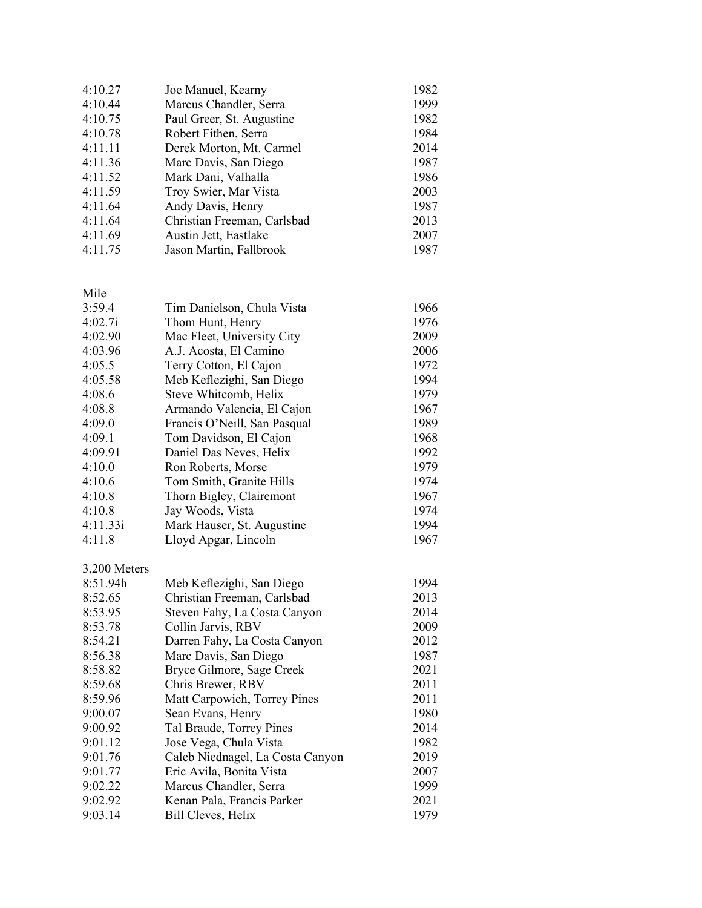| | | |
|---|---|---|
| 4:10.27 | Joe Manuel, Kearny | 1982 |
| 4:10.44 | Marcus Chandler, Serra | 1999 |
| 4:10.75 | Paul Greer, St. Augustine | 1982 |
| 4:10.78 | Robert Fithen, Serra | 1984 |
| 4:11.11 | Derek Morton, Mt. Carmel | 2014 |
| 4:11.36 | Marc Davis, San Diego | 1987 |
| 4:11.52 | Mark Dani, Valhalla | 1986 |
| 4:11.59 | Troy Swier, Mar Vista | 2003 |
| 4:11.64 | Andy Davis, Henry | 1987 |
| 4:11.64 | Christian Freeman, Carlsbad | 2013 |
| 4:11.69 | Austin Jett, Eastlake | 2007 |
| 4:11.75 | Jason Martin, Fallbrook | 1987 |

Mile

| | | |
|---|---|---|
| 3:59.4 | Tim Danielson, Chula Vista | 1966 |
| 4:02.7i | Thom Hunt, Henry | 1976 |
| 4:02.90 | Mac Fleet, University City | 2009 |
| 4:03.96 | A.J. Acosta, El Camino | 2006 |
| 4:05.5 | Terry Cotton, El Cajon | 1972 |
| 4:05.58 | Meb Keflezighi, San Diego | 1994 |
| 4:08.6 | Steve Whitcomb, Helix | 1979 |
| 4:08.8 | Armando Valencia, El Cajon | 1967 |
| 4:09.0 | Francis O'Neill, San Pasqual | 1989 |
| 4:09.1 | Tom Davidson, El Cajon | 1968 |
| 4:09.91 | Daniel Das Neves, Helix | 1992 |
| 4:10.0 | Ron Roberts, Morse | 1979 |
| 4:10.6 | Tom Smith, Granite Hills | 1974 |
| 4:10.8 | Thorn Bigley, Clairemont | 1967 |
| 4:10.8 | Jay Woods, Vista | 1974 |
| 4:11.33i | Mark Hauser, St. Augustine | 1994 |
| 4:11.8 | Lloyd Apgar, Lincoln | 1967 |

3,200 Meters

| | | |
|---|---|---|
| 8:51.94h | Meb Keflezighi, San Diego | 1994 |
| 8:52.65 | Christian Freeman, Carlsbad | 2013 |
| 8:53.95 | Steven Fahy, La Costa Canyon | 2014 |
| 8:53.78 | Collin Jarvis, RBV | 2009 |
| 8:54.21 | Darren Fahy, La Costa Canyon | 2012 |
| 8:56.38 | Marc Davis, San Diego | 1987 |
| 8:58.82 | Bryce Gilmore, Sage Creek | 2021 |
| 8:59.68 | Chris Brewer, RBV | 2011 |
| 8:59.96 | Matt Carpowich, Torrey Pines | 2011 |
| 9:00.07 | Sean Evans, Henry | 1980 |
| 9:00.92 | Tal Braude, Torrey Pines | 2014 |
| 9:01.12 | Jose Vega, Chula Vista | 1982 |
| 9:01.76 | Caleb Niednagel, La Costa Canyon | 2019 |
| 9:01.77 | Eric Avila, Bonita Vista | 2007 |
| 9:02.22 | Marcus Chandler, Serra | 1999 |
| 9:02.92 | Kenan Pala, Francis Parker | 2021 |
| 9:03.14 | Bill Cleves, Helix | 1979 |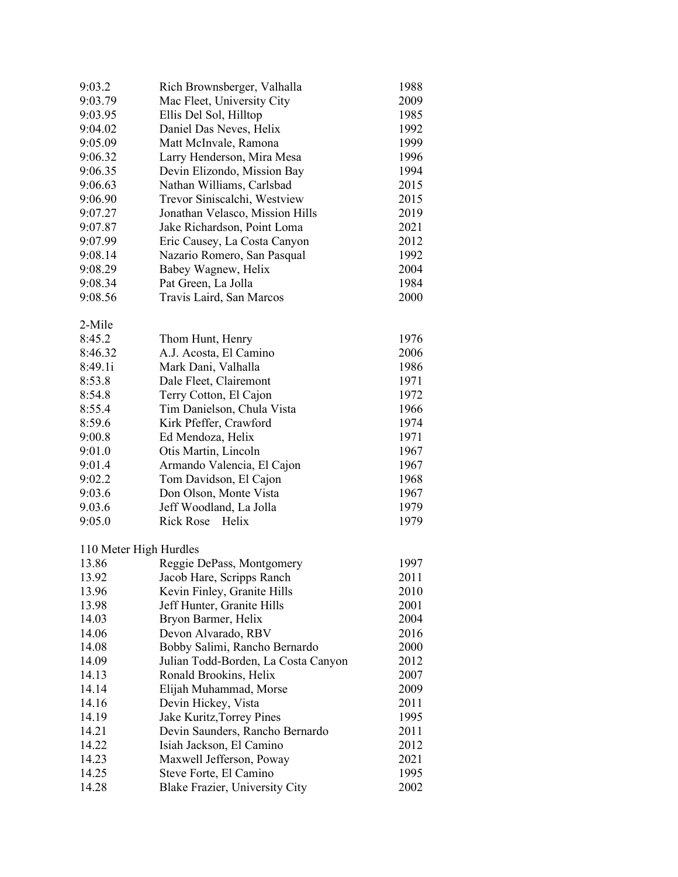| | | |
|---|---|---|
| 9:03.2 | Rich Brownsberger, Valhalla | 1988 |
| 9:03.79 | Mac Fleet, University City | 2009 |
| 9:03.95 | Ellis Del Sol, Hilltop | 1985 |
| 9:04.02 | Daniel Das Neves, Helix | 1992 |
| 9:05.09 | Matt McInvale, Ramona | 1999 |
| 9:06.32 | Larry Henderson, Mira Mesa | 1996 |
| 9:06.35 | Devin Elizondo, Mission Bay | 1994 |
| 9:06.63 | Nathan Williams, Carlsbad | 2015 |
| 9:06.90 | Trevor Siniscalchi, Westview | 2015 |
| 9:07.27 | Jonathan Velasco, Mission Hills | 2019 |
| 9:07.87 | Jake Richardson, Point Loma | 2021 |
| 9:07.99 | Eric Causey, La Costa Canyon | 2012 |
| 9:08.14 | Nazario Romero, San Pasqual | 1992 |
| 9:08.29 | Babey Wagnew, Helix | 2004 |
| 9:08.34 | Pat Green, La Jolla | 1984 |
| 9:08.56 | Travis Laird, San Marcos | 2000 |

2-Mile

| | | |
|---|---|---|
| 8:45.2 | Thom Hunt, Henry | 1976 |
| 8:46.32 | A.J. Acosta, El Camino | 2006 |
| 8:49.1i | Mark Dani, Valhalla | 1986 |
| 8:53.8 | Dale Fleet, Clairemont | 1971 |
| 8:54.8 | Terry Cotton, El Cajon | 1972 |
| 8:55.4 | Tim Danielson, Chula Vista | 1966 |
| 8:59.6 | Kirk Pfeffer, Crawford | 1974 |
| 9:00.8 | Ed Mendoza, Helix | 1971 |
| 9:01.0 | Otis Martin, Lincoln | 1967 |
| 9:01.4 | Armando Valencia, El Cajon | 1967 |
| 9:02.2 | Tom Davidson, El Cajon | 1968 |
| 9:03.6 | Don Olson, Monte Vista | 1967 |
| 9.03.6 | Jeff Woodland, La Jolla | 1979 |
| 9:05.0 | Rick Rose Helix | 1979 |

110 Meter High Hurdles

| | | |
|---|---|---|
| 13.86 | Reggie DePass, Montgomery | 1997 |
| 13.92 | Jacob Hare, Scripps Ranch | 2011 |
| 13.96 | Kevin Finley, Granite Hills | 2010 |
| 13.98 | Jeff Hunter, Granite Hills | 2001 |
| 14.03 | Bryon Barmer, Helix | 2004 |
| 14.06 | Devon Alvarado, RBV | 2016 |
| 14.08 | Bobby Salimi, Rancho Bernardo | 2000 |
| 14.09 | Julian Todd-Borden, La Costa Canyon | 2012 |
| 14.13 | Ronald Brookins, Helix | 2007 |
| 14.14 | Elijah Muhammad, Morse | 2009 |
| 14.16 | Devin Hickey, Vista | 2011 |
| 14.19 | Jake Kuritz,Torrey Pines | 1995 |
| 14.21 | Devin Saunders, Rancho Bernardo | 2011 |
| 14.22 | Isiah Jackson, El Camino | 2012 |
| 14.23 | Maxwell Jefferson, Poway | 2021 |
| 14.25 | Steve Forte, El Camino | 1995 |
| 14.28 | Blake Frazier, University City | 2002 |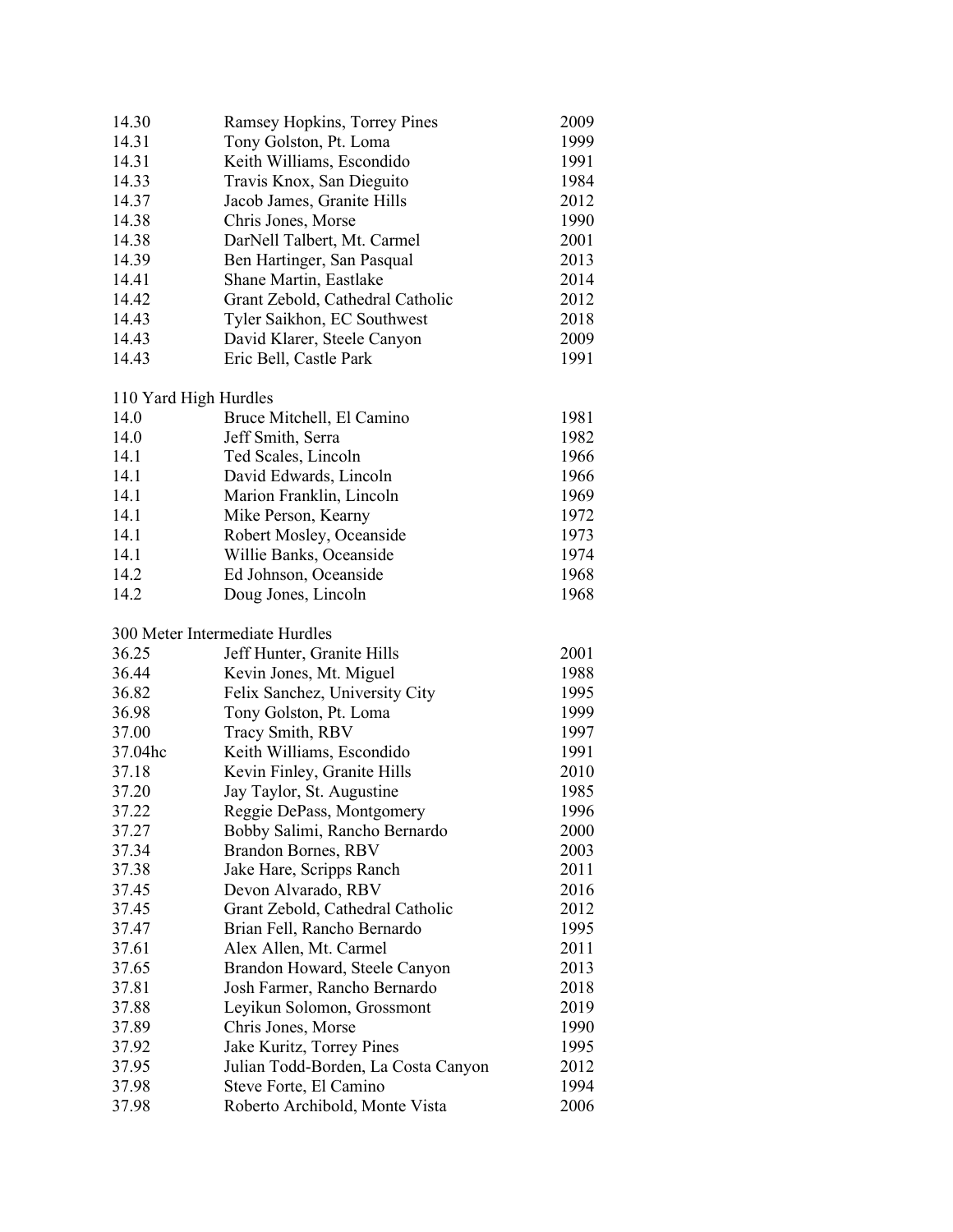| | | |
|---|---|---|
| 14.30 | Ramsey Hopkins, Torrey Pines | 2009 |
| 14.31 | Tony Golston, Pt. Loma | 1999 |
| 14.31 | Keith Williams, Escondido | 1991 |
| 14.33 | Travis Knox, San Dieguito | 1984 |
| 14.37 | Jacob James, Granite Hills | 2012 |
| 14.38 | Chris Jones, Morse | 1990 |
| 14.38 | DarNell Talbert, Mt. Carmel | 2001 |
| 14.39 | Ben Hartinger, San Pasqual | 2013 |
| 14.41 | Shane Martin, Eastlake | 2014 |
| 14.42 | Grant Zebold, Cathedral Catholic | 2012 |
| 14.43 | Tyler Saikhon, EC Southwest | 2018 |
| 14.43 | David Klarer, Steele Canyon | 2009 |
| 14.43 | Eric Bell, Castle Park | 1991 |

110 Yard High Hurdles

| | | |
|---|---|---|
| 14.0 | Bruce Mitchell, El Camino | 1981 |
| 14.0 | Jeff Smith, Serra | 1982 |
| 14.1 | Ted Scales, Lincoln | 1966 |
| 14.1 | David Edwards, Lincoln | 1966 |
| 14.1 | Marion Franklin, Lincoln | 1969 |
| 14.1 | Mike Person, Kearny | 1972 |
| 14.1 | Robert Mosley, Oceanside | 1973 |
| 14.1 | Willie Banks, Oceanside | 1974 |
| 14.2 | Ed Johnson, Oceanside | 1968 |
| 14.2 | Doug Jones, Lincoln | 1968 |

300 Meter Intermediate Hurdles

| | | |
|---|---|---|
| 36.25 | Jeff Hunter, Granite Hills | 2001 |
| 36.44 | Kevin Jones, Mt. Miguel | 1988 |
| 36.82 | Felix Sanchez, University City | 1995 |
| 36.98 | Tony Golston, Pt. Loma | 1999 |
| 37.00 | Tracy Smith, RBV | 1997 |
| 37.04hc | Keith Williams, Escondido | 1991 |
| 37.18 | Kevin Finley, Granite Hills | 2010 |
| 37.20 | Jay Taylor, St. Augustine | 1985 |
| 37.22 | Reggie DePass, Montgomery | 1996 |
| 37.27 | Bobby Salimi, Rancho Bernardo | 2000 |
| 37.34 | Brandon Bornes, RBV | 2003 |
| 37.38 | Jake Hare, Scripps Ranch | 2011 |
| 37.45 | Devon Alvarado, RBV | 2016 |
| 37.45 | Grant Zebold, Cathedral Catholic | 2012 |
| 37.47 | Brian Fell, Rancho Bernardo | 1995 |
| 37.61 | Alex Allen, Mt. Carmel | 2011 |
| 37.65 | Brandon Howard, Steele Canyon | 2013 |
| 37.81 | Josh Farmer, Rancho Bernardo | 2018 |
| 37.88 | Leyikun Solomon, Grossmont | 2019 |
| 37.89 | Chris Jones, Morse | 1990 |
| 37.92 | Jake Kuritz, Torrey Pines | 1995 |
| 37.95 | Julian Todd-Borden, La Costa Canyon | 2012 |
| 37.98 | Steve Forte, El Camino | 1994 |
| 37.98 | Roberto Archibold, Monte Vista | 2006 |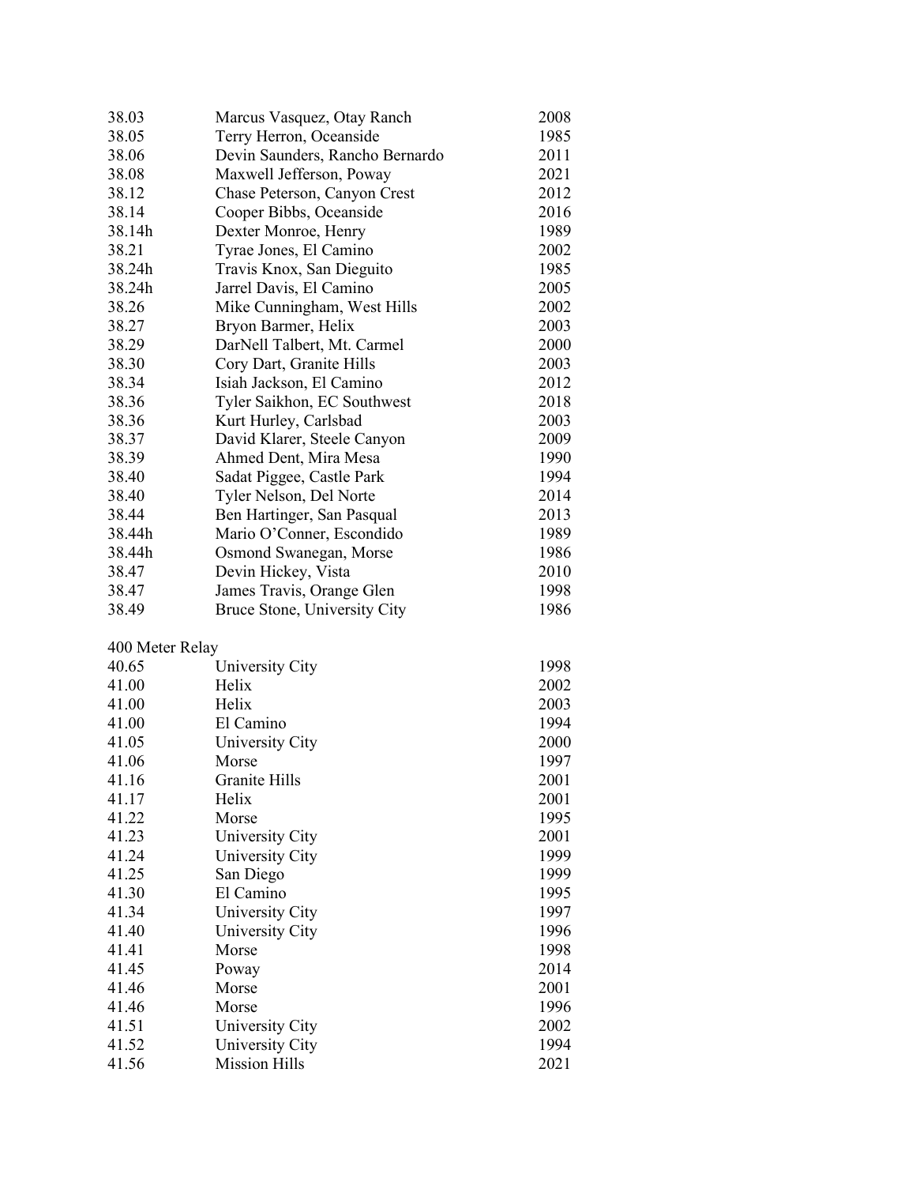| | | |
|---|---|---|
| 38.03 | Marcus Vasquez, Otay Ranch | 2008 |
| 38.05 | Terry Herron, Oceanside | 1985 |
| 38.06 | Devin Saunders, Rancho Bernardo | 2011 |
| 38.08 | Maxwell Jefferson, Poway | 2021 |
| 38.12 | Chase Peterson, Canyon Crest | 2012 |
| 38.14 | Cooper Bibbs, Oceanside | 2016 |
| 38.14h | Dexter Monroe, Henry | 1989 |
| 38.21 | Tyrae Jones, El Camino | 2002 |
| 38.24h | Travis Knox, San Dieguito | 1985 |
| 38.24h | Jarrel Davis, El Camino | 2005 |
| 38.26 | Mike Cunningham, West Hills | 2002 |
| 38.27 | Bryon Barmer, Helix | 2003 |
| 38.29 | DarNell Talbert, Mt. Carmel | 2000 |
| 38.30 | Cory Dart, Granite Hills | 2003 |
| 38.34 | Isiah Jackson, El Camino | 2012 |
| 38.36 | Tyler Saikhon, EC Southwest | 2018 |
| 38.36 | Kurt Hurley, Carlsbad | 2003 |
| 38.37 | David Klarer, Steele Canyon | 2009 |
| 38.39 | Ahmed Dent, Mira Mesa | 1990 |
| 38.40 | Sadat Piggee, Castle Park | 1994 |
| 38.40 | Tyler Nelson, Del Norte | 2014 |
| 38.44 | Ben Hartinger, San Pasqual | 2013 |
| 38.44h | Mario O'Conner, Escondido | 1989 |
| 38.44h | Osmond Swanegan, Morse | 1986 |
| 38.47 | Devin Hickey, Vista | 2010 |
| 38.47 | James Travis, Orange Glen | 1998 |
| 38.49 | Bruce Stone, University City | 1986 |

400 Meter Relay

| | | |
|---|---|---|
| 40.65 | University City | 1998 |
| 41.00 | Helix | 2002 |
| 41.00 | Helix | 2003 |
| 41.00 | El Camino | 1994 |
| 41.05 | University City | 2000 |
| 41.06 | Morse | 1997 |
| 41.16 | Granite Hills | 2001 |
| 41.17 | Helix | 2001 |
| 41.22 | Morse | 1995 |
| 41.23 | University City | 2001 |
| 41.24 | University City | 1999 |
| 41.25 | San Diego | 1999 |
| 41.30 | El Camino | 1995 |
| 41.34 | University City | 1997 |
| 41.40 | University City | 1996 |
| 41.41 | Morse | 1998 |
| 41.45 | Poway | 2014 |
| 41.46 | Morse | 2001 |
| 41.46 | Morse | 1996 |
| 41.51 | University City | 2002 |
| 41.52 | University City | 1994 |
| 41.56 | Mission Hills | 2021 |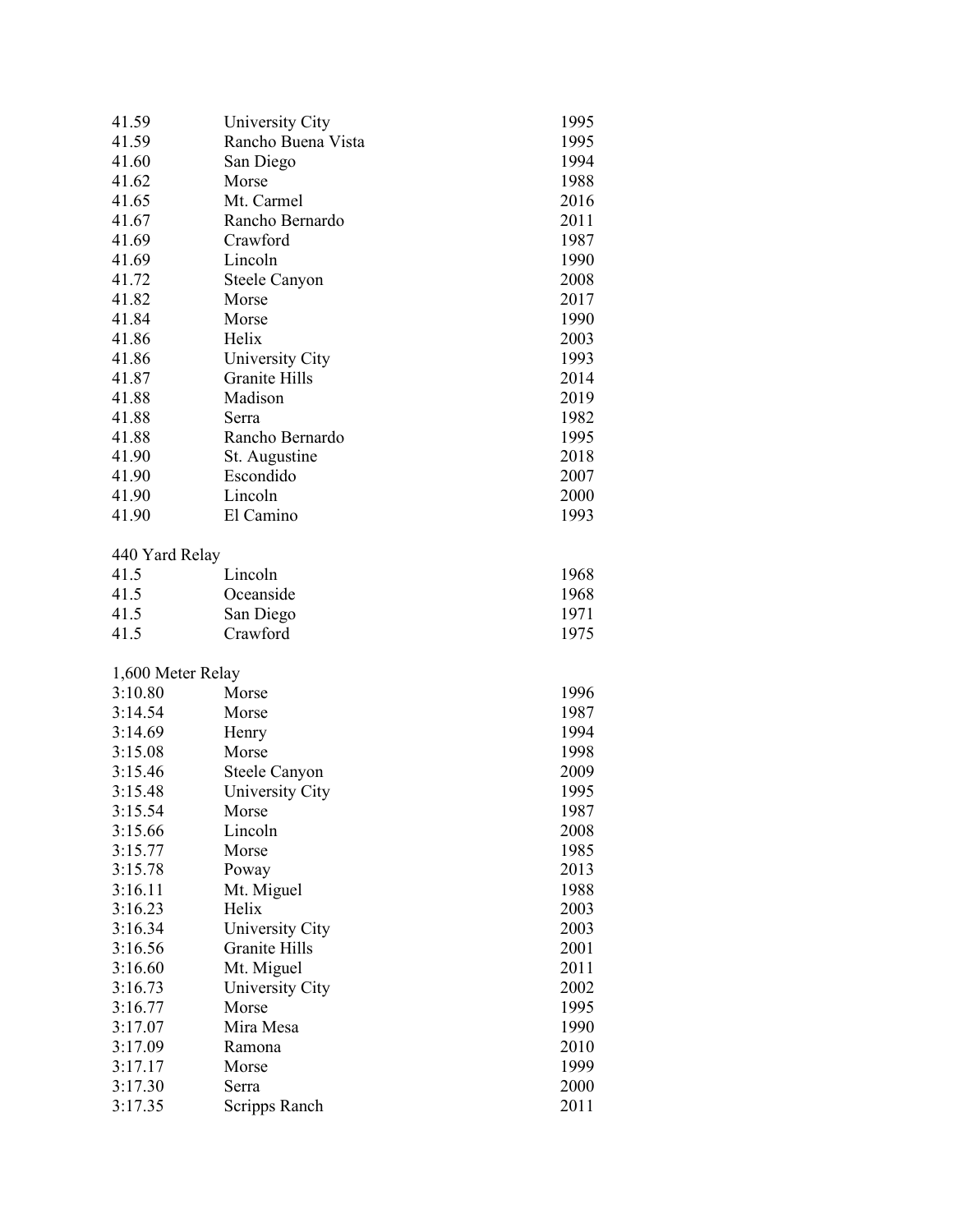| | | |
|---|---|---|
| 41.59 | University City | 1995 |
| 41.59 | Rancho Buena Vista | 1995 |
| 41.60 | San Diego | 1994 |
| 41.62 | Morse | 1988 |
| 41.65 | Mt. Carmel | 2016 |
| 41.67 | Rancho Bernardo | 2011 |
| 41.69 | Crawford | 1987 |
| 41.69 | Lincoln | 1990 |
| 41.72 | Steele Canyon | 2008 |
| 41.82 | Morse | 2017 |
| 41.84 | Morse | 1990 |
| 41.86 | Helix | 2003 |
| 41.86 | University City | 1993 |
| 41.87 | Granite Hills | 2014 |
| 41.88 | Madison | 2019 |
| 41.88 | Serra | 1982 |
| 41.88 | Rancho Bernardo | 1995 |
| 41.90 | St. Augustine | 2018 |
| 41.90 | Escondido | 2007 |
| 41.90 | Lincoln | 2000 |
| 41.90 | El Camino | 1993 |

440 Yard Relay

| | | |
|---|---|---|
| 41.5 | Lincoln | 1968 |
| 41.5 | Oceanside | 1968 |
| 41.5 | San Diego | 1971 |
| 41.5 | Crawford | 1975 |

1,600 Meter Relay

| | | |
|---|---|---|
| 3:10.80 | Morse | 1996 |
| 3:14.54 | Morse | 1987 |
| 3:14.69 | Henry | 1994 |
| 3:15.08 | Morse | 1998 |
| 3:15.46 | Steele Canyon | 2009 |
| 3:15.48 | University City | 1995 |
| 3:15.54 | Morse | 1987 |
| 3:15.66 | Lincoln | 2008 |
| 3:15.77 | Morse | 1985 |
| 3:15.78 | Poway | 2013 |
| 3:16.11 | Mt. Miguel | 1988 |
| 3:16.23 | Helix | 2003 |
| 3:16.34 | University City | 2003 |
| 3:16.56 | Granite Hills | 2001 |
| 3:16.60 | Mt. Miguel | 2011 |
| 3:16.73 | University City | 2002 |
| 3:16.77 | Morse | 1995 |
| 3:17.07 | Mira Mesa | 1990 |
| 3:17.09 | Ramona | 2010 |
| 3:17.17 | Morse | 1999 |
| 3:17.30 | Serra | 2000 |
| 3:17.35 | Scripps Ranch | 2011 |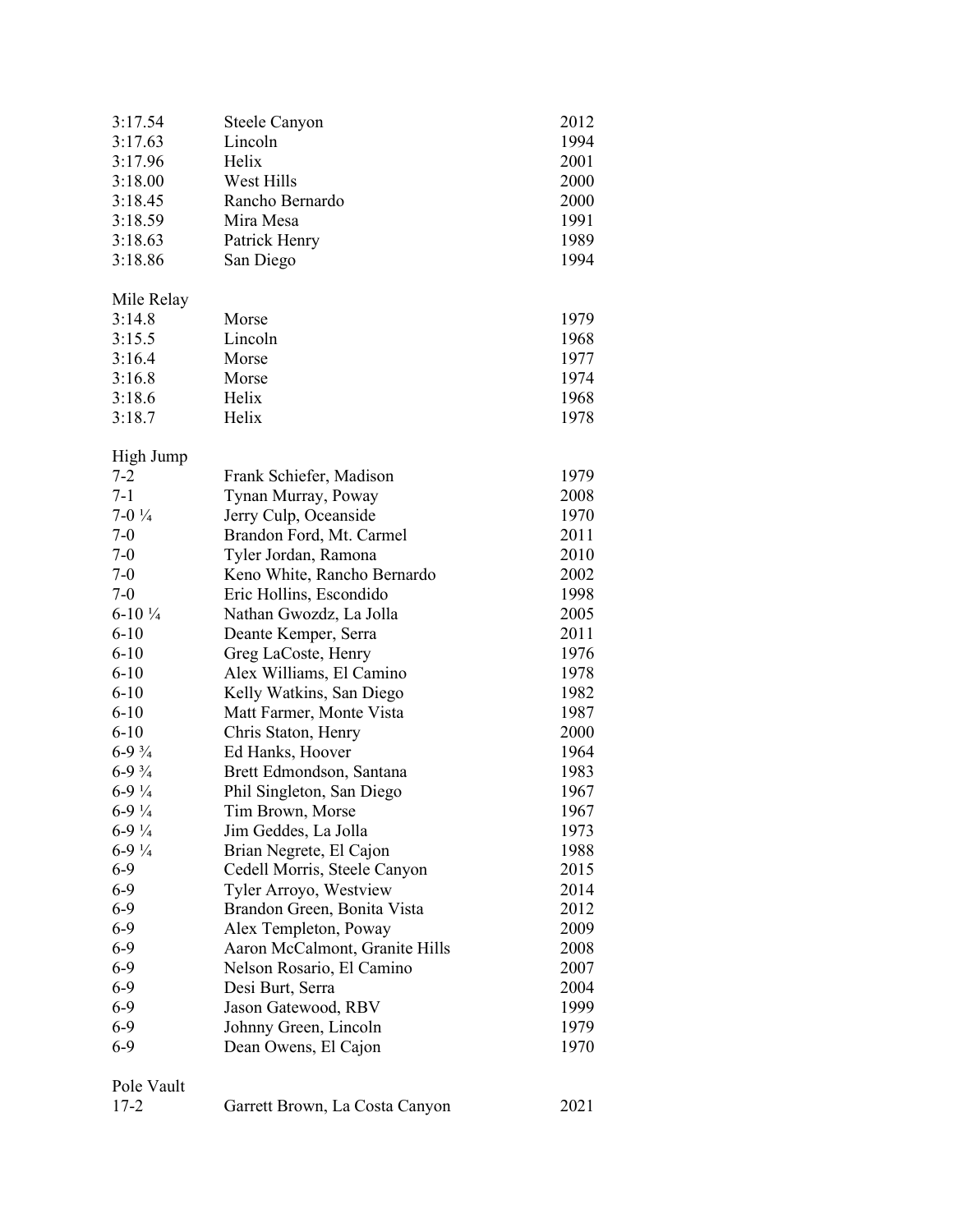| | | |
|---|---|---|
| 3:17.54 | Steele Canyon | 2012 |
| 3:17.63 | Lincoln | 1994 |
| 3:17.96 | Helix | 2001 |
| 3:18.00 | West Hills | 2000 |
| 3:18.45 | Rancho Bernardo | 2000 |
| 3:18.59 | Mira Mesa | 1991 |
| 3:18.63 | Patrick Henry | 1989 |
| 3:18.86 | San Diego | 1994 |

Mile Relay

| | | |
|---|---|---|
| 3:14.8 | Morse | 1979 |
| 3:15.5 | Lincoln | 1968 |
| 3:16.4 | Morse | 1977 |
| 3:16.8 | Morse | 1974 |
| 3:18.6 | Helix | 1968 |
| 3:18.7 | Helix | 1978 |

High Jump

| | | |
|---|---|---|
| 7-2 | Frank Schiefer, Madison | 1979 |
| 7-1 | Tynan Murray, Poway | 2008 |
| 7-0 ¼ | Jerry Culp, Oceanside | 1970 |
| 7-0 | Brandon Ford, Mt. Carmel | 2011 |
| 7-0 | Tyler Jordan, Ramona | 2010 |
| 7-0 | Keno White, Rancho Bernardo | 2002 |
| 7-0 | Eric Hollins, Escondido | 1998 |
| 6-10 ¼ | Nathan Gwozdz, La Jolla | 2005 |
| 6-10 | Deante Kemper, Serra | 2011 |
| 6-10 | Greg LaCoste, Henry | 1976 |
| 6-10 | Alex Williams, El Camino | 1978 |
| 6-10 | Kelly Watkins, San Diego | 1982 |
| 6-10 | Matt Farmer, Monte Vista | 1987 |
| 6-10 | Chris Staton, Henry | 2000 |
| 6-9 ¾ | Ed Hanks, Hoover | 1964 |
| 6-9 ¾ | Brett Edmondson, Santana | 1983 |
| 6-9 ¼ | Phil Singleton, San Diego | 1967 |
| 6-9 ¼ | Tim Brown, Morse | 1967 |
| 6-9 ¼ | Jim Geddes, La Jolla | 1973 |
| 6-9 ¼ | Brian Negrete, El Cajon | 1988 |
| 6-9 | Cedell Morris, Steele Canyon | 2015 |
| 6-9 | Tyler Arroyo, Westview | 2014 |
| 6-9 | Brandon Green, Bonita Vista | 2012 |
| 6-9 | Alex Templeton, Poway | 2009 |
| 6-9 | Aaron McCalmont, Granite Hills | 2008 |
| 6-9 | Nelson Rosario, El Camino | 2007 |
| 6-9 | Desi Burt, Serra | 2004 |
| 6-9 | Jason Gatewood, RBV | 1999 |
| 6-9 | Johnny Green, Lincoln | 1979 |
| 6-9 | Dean Owens, El Cajon | 1970 |

Pole Vault

| | | |
|---|---|---|
| 17-2 | Garrett Brown, La Costa Canyon | 2021 |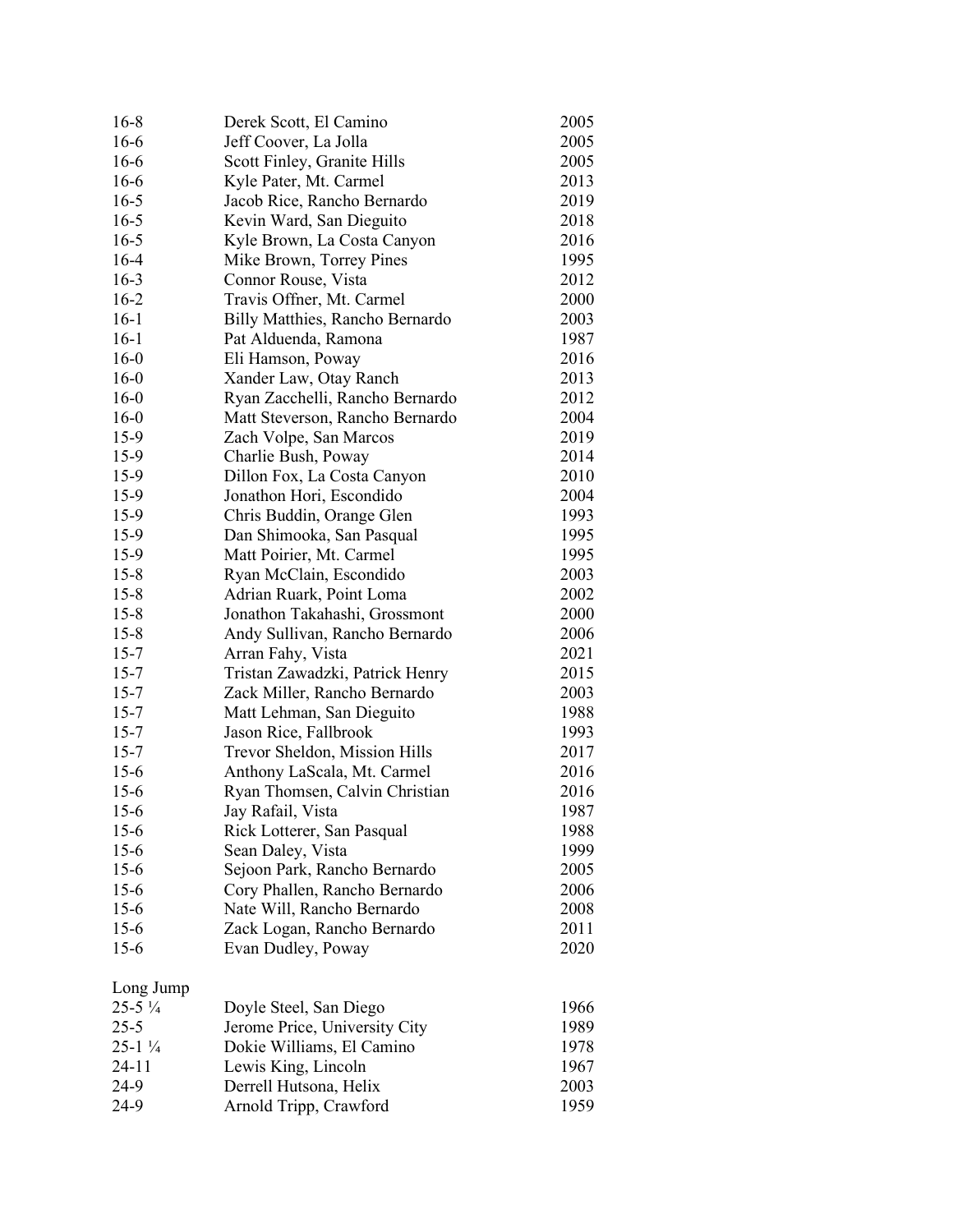| | | |
|---|---|---|
| 16-8 | Derek Scott, El Camino | 2005 |
| 16-6 | Jeff Coover, La Jolla | 2005 |
| 16-6 | Scott Finley, Granite Hills | 2005 |
| 16-6 | Kyle Pater, Mt. Carmel | 2013 |
| 16-5 | Jacob Rice, Rancho Bernardo | 2019 |
| 16-5 | Kevin Ward, San Dieguito | 2018 |
| 16-5 | Kyle Brown, La Costa Canyon | 2016 |
| 16-4 | Mike Brown, Torrey Pines | 1995 |
| 16-3 | Connor Rouse, Vista | 2012 |
| 16-2 | Travis Offner, Mt. Carmel | 2000 |
| 16-1 | Billy Matthies, Rancho Bernardo | 2003 |
| 16-1 | Pat Alduenda, Ramona | 1987 |
| 16-0 | Eli Hamson, Poway | 2016 |
| 16-0 | Xander Law, Otay Ranch | 2013 |
| 16-0 | Ryan Zacchelli, Rancho Bernardo | 2012 |
| 16-0 | Matt Steverson, Rancho Bernardo | 2004 |
| 15-9 | Zach Volpe, San Marcos | 2019 |
| 15-9 | Charlie Bush, Poway | 2014 |
| 15-9 | Dillon Fox, La Costa Canyon | 2010 |
| 15-9 | Jonathon Hori, Escondido | 2004 |
| 15-9 | Chris Buddin, Orange Glen | 1993 |
| 15-9 | Dan Shimooka, San Pasqual | 1995 |
| 15-9 | Matt Poirier, Mt. Carmel | 1995 |
| 15-8 | Ryan McClain, Escondido | 2003 |
| 15-8 | Adrian Ruark, Point Loma | 2002 |
| 15-8 | Jonathon Takahashi, Grossmont | 2000 |
| 15-8 | Andy Sullivan, Rancho Bernardo | 2006 |
| 15-7 | Arran Fahy, Vista | 2021 |
| 15-7 | Tristan Zawadzki, Patrick Henry | 2015 |
| 15-7 | Zack Miller, Rancho Bernardo | 2003 |
| 15-7 | Matt Lehman, San Dieguito | 1988 |
| 15-7 | Jason Rice, Fallbrook | 1993 |
| 15-7 | Trevor Sheldon, Mission Hills | 2017 |
| 15-6 | Anthony LaScala, Mt. Carmel | 2016 |
| 15-6 | Ryan Thomsen, Calvin Christian | 2016 |
| 15-6 | Jay Rafail, Vista | 1987 |
| 15-6 | Rick Lotterer, San Pasqual | 1988 |
| 15-6 | Sean Daley, Vista | 1999 |
| 15-6 | Sejoon Park, Rancho Bernardo | 2005 |
| 15-6 | Cory Phallen, Rancho Bernardo | 2006 |
| 15-6 | Nate Will, Rancho Bernardo | 2008 |
| 15-6 | Zack Logan, Rancho Bernardo | 2011 |
| 15-6 | Evan Dudley, Poway | 2020 |

Long Jump

| | | |
|---|---|---|
| 25-5 ¼ | Doyle Steel, San Diego | 1966 |
| 25-5 | Jerome Price, University City | 1989 |
| 25-1 ¼ | Dokie Williams, El Camino | 1978 |
| 24-11 | Lewis King, Lincoln | 1967 |
| 24-9 | Derrell Hutsona, Helix | 2003 |
| 24-9 | Arnold Tripp, Crawford | 1959 |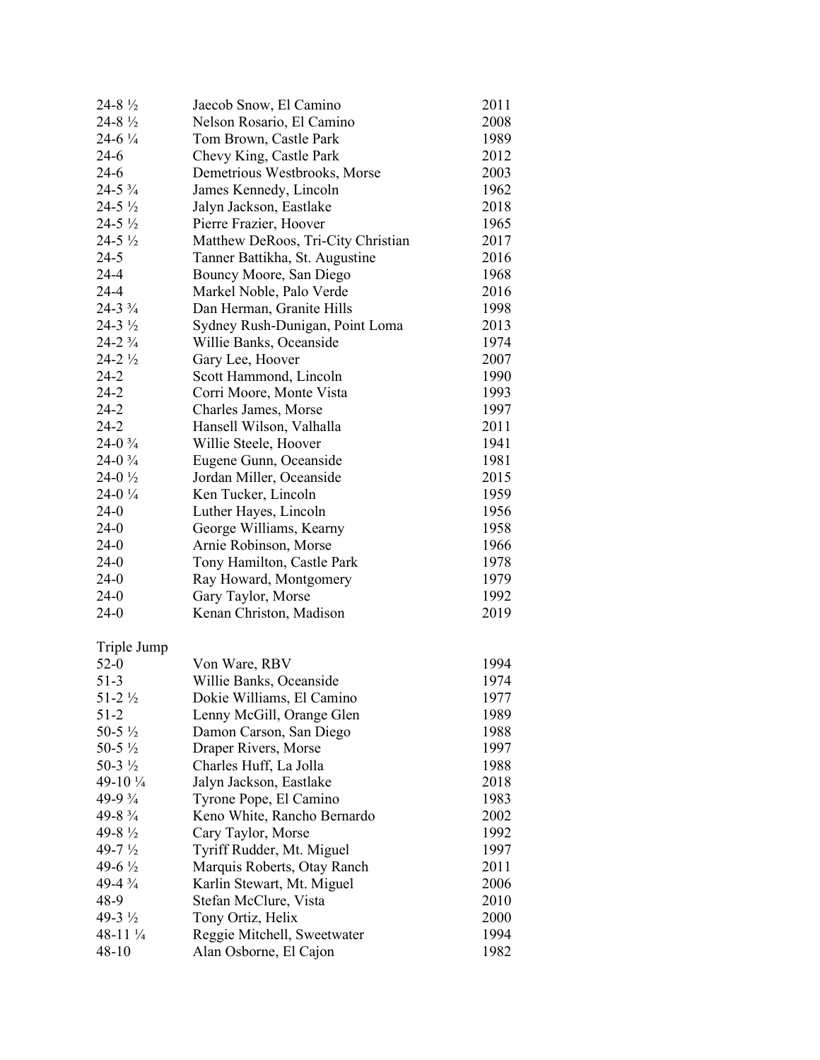| | | |
|---|---|---|
| 24-8 ½ | Jaecob Snow, El Camino | 2011 |
| 24-8 ½ | Nelson Rosario, El Camino | 2008 |
| 24-6 ¼ | Tom Brown, Castle Park | 1989 |
| 24-6 | Chevy King, Castle Park | 2012 |
| 24-6 | Demetrious Westbrooks, Morse | 2003 |
| 24-5 ¾ | James Kennedy, Lincoln | 1962 |
| 24-5 ½ | Jalyn Jackson, Eastlake | 2018 |
| 24-5 ½ | Pierre Frazier, Hoover | 1965 |
| 24-5 ½ | Matthew DeRoos, Tri-City Christian | 2017 |
| 24-5 | Tanner Battikha, St. Augustine | 2016 |
| 24-4 | Bouncy Moore, San Diego | 1968 |
| 24-4 | Markel Noble, Palo Verde | 2016 |
| 24-3 ¾ | Dan Herman, Granite Hills | 1998 |
| 24-3 ½ | Sydney Rush-Dunigan, Point Loma | 2013 |
| 24-2 ¾ | Willie Banks, Oceanside | 1974 |
| 24-2 ½ | Gary Lee, Hoover | 2007 |
| 24-2 | Scott Hammond, Lincoln | 1990 |
| 24-2 | Corri Moore, Monte Vista | 1993 |
| 24-2 | Charles James, Morse | 1997 |
| 24-2 | Hansell Wilson, Valhalla | 2011 |
| 24-0 ¾ | Willie Steele, Hoover | 1941 |
| 24-0 ¾ | Eugene Gunn, Oceanside | 1981 |
| 24-0 ½ | Jordan Miller, Oceanside | 2015 |
| 24-0 ¼ | Ken Tucker, Lincoln | 1959 |
| 24-0 | Luther Hayes, Lincoln | 1956 |
| 24-0 | George Williams, Kearny | 1958 |
| 24-0 | Arnie Robinson, Morse | 1966 |
| 24-0 | Tony Hamilton, Castle Park | 1978 |
| 24-0 | Ray Howard, Montgomery | 1979 |
| 24-0 | Gary Taylor, Morse | 1992 |
| 24-0 | Kenan Christon, Madison | 2019 |

Triple Jump

| | | |
|---|---|---|
| 52-0 | Von Ware, RBV | 1994 |
| 51-3 | Willie Banks, Oceanside | 1974 |
| 51-2 ½ | Dokie Williams, El Camino | 1977 |
| 51-2 | Lenny McGill, Orange Glen | 1989 |
| 50-5 ½ | Damon Carson, San Diego | 1988 |
| 50-5 ½ | Draper Rivers, Morse | 1997 |
| 50-3 ½ | Charles Huff, La Jolla | 1988 |
| 49-10 ¼ | Jalyn Jackson, Eastlake | 2018 |
| 49-9 ¾ | Tyrone Pope, El Camino | 1983 |
| 49-8 ¾ | Keno White, Rancho Bernardo | 2002 |
| 49-8 ½ | Cary Taylor, Morse | 1992 |
| 49-7 ½ | Tyriff Rudder, Mt. Miguel | 1997 |
| 49-6 ½ | Marquis Roberts, Otay Ranch | 2011 |
| 49-4 ¾ | Karlin Stewart, Mt. Miguel | 2006 |
| 48-9 | Stefan McClure, Vista | 2010 |
| 49-3 ½ | Tony Ortiz, Helix | 2000 |
| 48-11 ¼ | Reggie Mitchell, Sweetwater | 1994 |
| 48-10 | Alan Osborne, El Cajon | 1982 |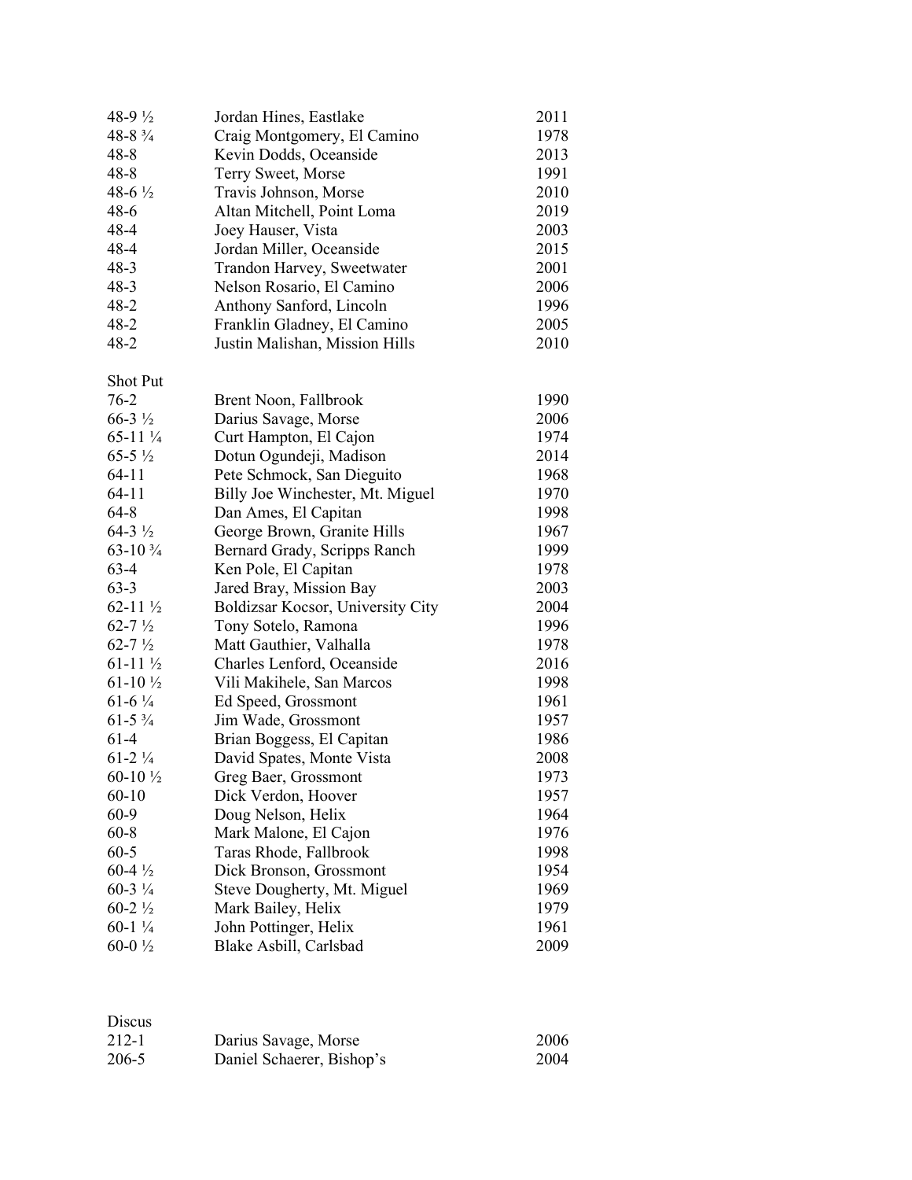| | | |
|---|---|---|
| 48-9 ½ | Jordan Hines, Eastlake | 2011 |
| 48-8 ¾ | Craig Montgomery, El Camino | 1978 |
| 48-8 | Kevin Dodds, Oceanside | 2013 |
| 48-8 | Terry Sweet, Morse | 1991 |
| 48-6 ½ | Travis Johnson, Morse | 2010 |
| 48-6 | Altan Mitchell, Point Loma | 2019 |
| 48-4 | Joey Hauser, Vista | 2003 |
| 48-4 | Jordan Miller, Oceanside | 2015 |
| 48-3 | Trandon Harvey, Sweetwater | 2001 |
| 48-3 | Nelson Rosario, El Camino | 2006 |
| 48-2 | Anthony Sanford, Lincoln | 1996 |
| 48-2 | Franklin Gladney, El Camino | 2005 |
| 48-2 | Justin Malishan, Mission Hills | 2010 |

Shot Put

| | | |
|---|---|---|
| 76-2 | Brent Noon, Fallbrook | 1990 |
| 66-3 ½ | Darius Savage, Morse | 2006 |
| 65-11 ¼ | Curt Hampton, El Cajon | 1974 |
| 65-5 ½ | Dotun Ogundeji, Madison | 2014 |
| 64-11 | Pete Schmock, San Dieguito | 1968 |
| 64-11 | Billy Joe Winchester, Mt. Miguel | 1970 |
| 64-8 | Dan Ames, El Capitan | 1998 |
| 64-3 ½ | George Brown, Granite Hills | 1967 |
| 63-10 ¾ | Bernard Grady, Scripps Ranch | 1999 |
| 63-4 | Ken Pole, El Capitan | 1978 |
| 63-3 | Jared Bray, Mission Bay | 2003 |
| 62-11 ½ | Boldizsar Kocsor, University City | 2004 |
| 62-7 ½ | Tony Sotelo, Ramona | 1996 |
| 62-7 ½ | Matt Gauthier, Valhalla | 1978 |
| 61-11 ½ | Charles Lenford, Oceanside | 2016 |
| 61-10 ½ | Vili Makihele, San Marcos | 1998 |
| 61-6 ¼ | Ed Speed, Grossmont | 1961 |
| 61-5 ¾ | Jim Wade, Grossmont | 1957 |
| 61-4 | Brian Boggess, El Capitan | 1986 |
| 61-2 ¼ | David Spates, Monte Vista | 2008 |
| 60-10 ½ | Greg Baer, Grossmont | 1973 |
| 60-10 | Dick Verdon, Hoover | 1957 |
| 60-9 | Doug Nelson, Helix | 1964 |
| 60-8 | Mark Malone, El Cajon | 1976 |
| 60-5 | Taras Rhode, Fallbrook | 1998 |
| 60-4 ½ | Dick Bronson, Grossmont | 1954 |
| 60-3 ¼ | Steve Dougherty, Mt. Miguel | 1969 |
| 60-2 ½ | Mark Bailey, Helix | 1979 |
| 60-1 ¼ | John Pottinger, Helix | 1961 |
| 60-0 ½ | Blake Asbill, Carlsbad | 2009 |

Discus

| | | |
|---|---|---|
| 212-1 | Darius Savage, Morse | 2006 |
| 206-5 | Daniel Schaerer, Bishop's | 2004 |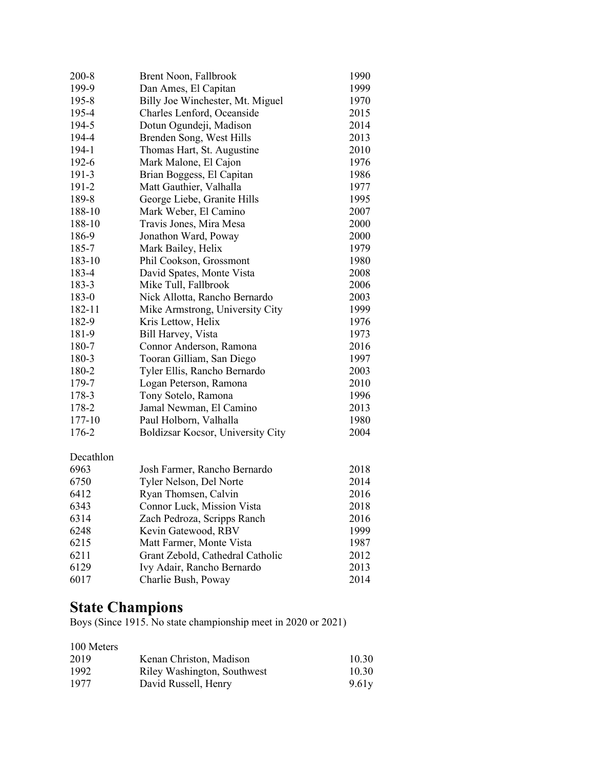| | | |
|---|---|---|
| 200-8 | Brent Noon, Fallbrook | 1990 |
| 199-9 | Dan Ames, El Capitan | 1999 |
| 195-8 | Billy Joe Winchester, Mt. Miguel | 1970 |
| 195-4 | Charles Lenford, Oceanside | 2015 |
| 194-5 | Dotun Ogundeji, Madison | 2014 |
| 194-4 | Brenden Song, West Hills | 2013 |
| 194-1 | Thomas Hart, St. Augustine | 2010 |
| 192-6 | Mark Malone, El Cajon | 1976 |
| 191-3 | Brian Boggess, El Capitan | 1986 |
| 191-2 | Matt Gauthier, Valhalla | 1977 |
| 189-8 | George Liebe, Granite Hills | 1995 |
| 188-10 | Mark Weber, El Camino | 2007 |
| 188-10 | Travis Jones, Mira Mesa | 2000 |
| 186-9 | Jonathon Ward, Poway | 2000 |
| 185-7 | Mark Bailey, Helix | 1979 |
| 183-10 | Phil Cookson, Grossmont | 1980 |
| 183-4 | David Spates, Monte Vista | 2008 |
| 183-3 | Mike Tull, Fallbrook | 2006 |
| 183-0 | Nick Allotta, Rancho Bernardo | 2003 |
| 182-11 | Mike Armstrong, University City | 1999 |
| 182-9 | Kris Lettow, Helix | 1976 |
| 181-9 | Bill Harvey, Vista | 1973 |
| 180-7 | Connor Anderson, Ramona | 2016 |
| 180-3 | Tooran Gilliam, San Diego | 1997 |
| 180-2 | Tyler Ellis, Rancho Bernardo | 2003 |
| 179-7 | Logan Peterson, Ramona | 2010 |
| 178-3 | Tony Sotelo, Ramona | 1996 |
| 178-2 | Jamal Newman, El Camino | 2013 |
| 177-10 | Paul Holborn, Valhalla | 1980 |
| 176-2 | Boldizsar Kocsor, University City | 2004 |

Decathlon

| | | |
|---|---|---|
| 6963 | Josh Farmer, Rancho Bernardo | 2018 |
| 6750 | Tyler Nelson, Del Norte | 2014 |
| 6412 | Ryan Thomsen, Calvin | 2016 |
| 6343 | Connor Luck, Mission Vista | 2018 |
| 6314 | Zach Pedroza, Scripps Ranch | 2016 |
| 6248 | Kevin Gatewood, RBV | 1999 |
| 6215 | Matt Farmer, Monte Vista | 1987 |
| 6211 | Grant Zebold, Cathedral Catholic | 2012 |
| 6129 | Ivy Adair, Rancho Bernardo | 2013 |
| 6017 | Charlie Bush, Poway | 2014 |

## State Champions

Boys (Since 1915. No state championship meet in 2020 or 2021)

100 Meters

| | | |
|---|---|---|
| 2019 | Kenan Christon, Madison | 10.30 |
| 1992 | Riley Washington, Southwest | 10.30 |
| 1977 | David Russell, Henry | 9.61y |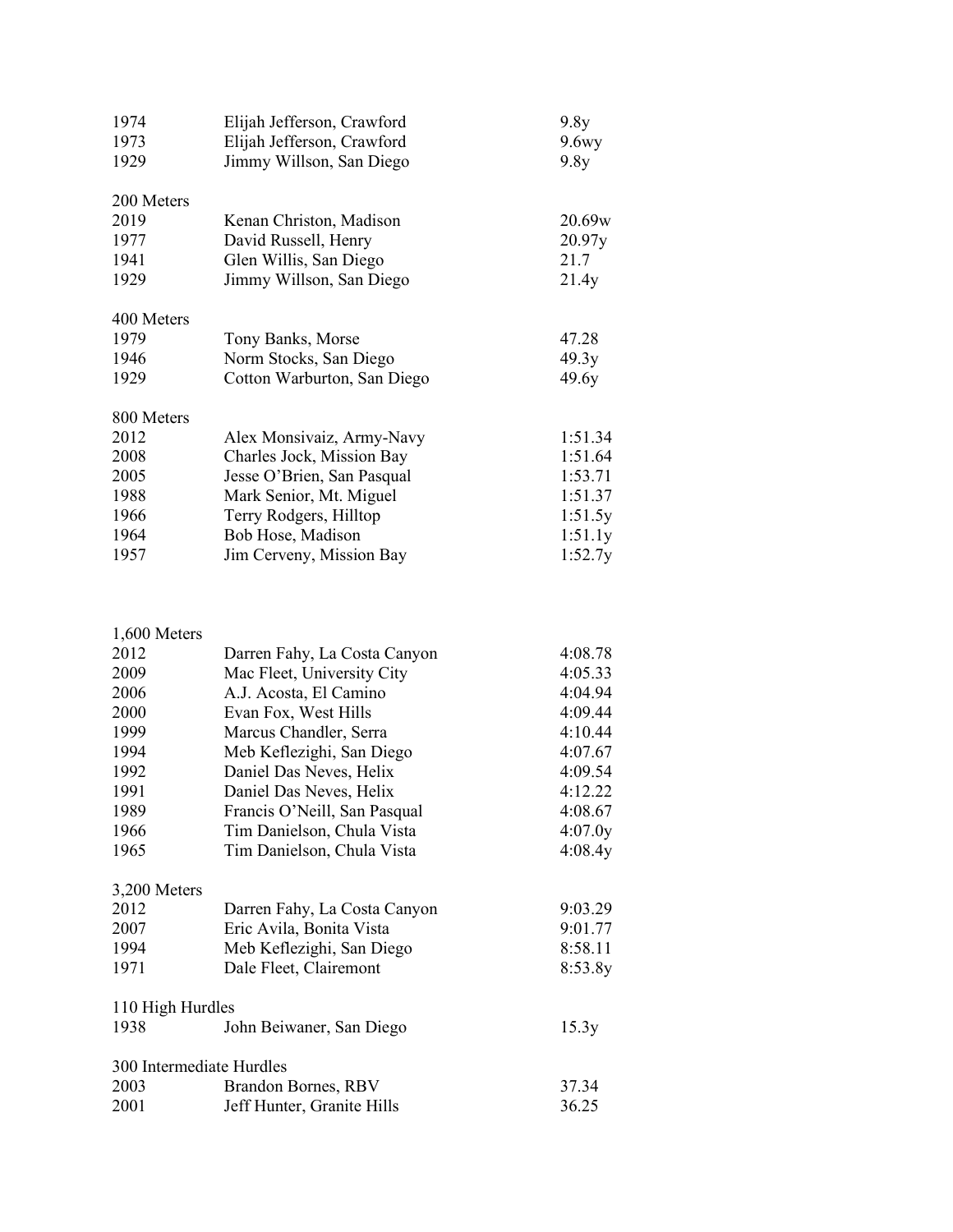| | | |
|---|---|---|
| 1974 | Elijah Jefferson, Crawford | 9.8y |
| 1973 | Elijah Jefferson, Crawford | 9.6wy |
| 1929 | Jimmy Willson, San Diego | 9.8y |

200 Meters

| | | |
|---|---|---|
| 2019 | Kenan Christon, Madison | 20.69w |
| 1977 | David Russell, Henry | 20.97y |
| 1941 | Glen Willis, San Diego | 21.7 |
| 1929 | Jimmy Willson, San Diego | 21.4y |

400 Meters

| | | |
|---|---|---|
| 1979 | Tony Banks, Morse | 47.28 |
| 1946 | Norm Stocks, San Diego | 49.3y |
| 1929 | Cotton Warburton, San Diego | 49.6y |

800 Meters

| | | |
|---|---|---|
| 2012 | Alex Monsivaiz, Army-Navy | 1:51.34 |
| 2008 | Charles Jock, Mission Bay | 1:51.64 |
| 2005 | Jesse O'Brien, San Pasqual | 1:53.71 |
| 1988 | Mark Senior, Mt. Miguel | 1:51.37 |
| 1966 | Terry Rodgers, Hilltop | 1:51.5y |
| 1964 | Bob Hose, Madison | 1:51.1y |
| 1957 | Jim Cerveny, Mission Bay | 1:52.7y |

1,600 Meters

| | | |
|---|---|---|
| 2012 | Darren Fahy, La Costa Canyon | 4:08.78 |
| 2009 | Mac Fleet, University City | 4:05.33 |
| 2006 | A.J. Acosta, El Camino | 4:04.94 |
| 2000 | Evan Fox, West Hills | 4:09.44 |
| 1999 | Marcus Chandler, Serra | 4:10.44 |
| 1994 | Meb Keflezighi, San Diego | 4:07.67 |
| 1992 | Daniel Das Neves, Helix | 4:09.54 |
| 1991 | Daniel Das Neves, Helix | 4:12.22 |
| 1989 | Francis O'Neill, San Pasqual | 4:08.67 |
| 1966 | Tim Danielson, Chula Vista | 4:07.0y |
| 1965 | Tim Danielson, Chula Vista | 4:08.4y |

3,200 Meters

| | | |
|---|---|---|
| 2012 | Darren Fahy, La Costa Canyon | 9:03.29 |
| 2007 | Eric Avila, Bonita Vista | 9:01.77 |
| 1994 | Meb Keflezighi, San Diego | 8:58.11 |
| 1971 | Dale Fleet, Clairemont | 8:53.8y |

110 High Hurdles

| | | |
|---|---|---|
| 1938 | John Beiwaner, San Diego | 15.3y |

300 Intermediate Hurdles

| | | |
|---|---|---|
| 2003 | Brandon Bornes, RBV | 37.34 |
| 2001 | Jeff Hunter, Granite Hills | 36.25 |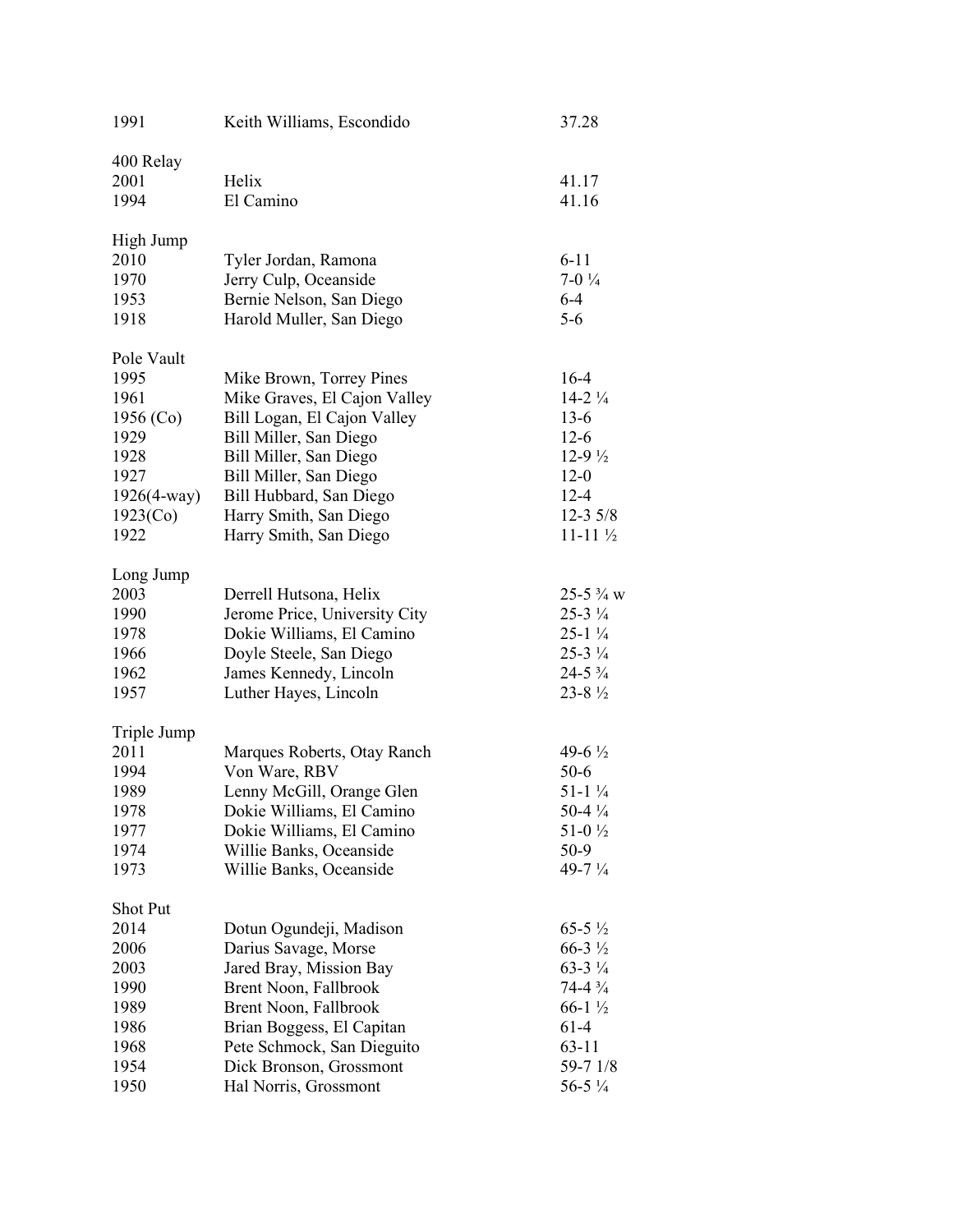| | | |
|---|---|---|
| 1991 | Keith Williams, Escondido | 37.28 |

400 Relay

| | | |
|---|---|---|
| 2001 | Helix | 41.17 |
| 1994 | El Camino | 41.16 |

High Jump

| | | |
|---|---|---|
| 2010 | Tyler Jordan, Ramona | 6-11 |
| 1970 | Jerry Culp, Oceanside | 7-0 ¼ |
| 1953 | Bernie Nelson, San Diego | 6-4 |
| 1918 | Harold Muller, San Diego | 5-6 |

Pole Vault

| | | |
|---|---|---|
| 1995 | Mike Brown, Torrey Pines | 16-4 |
| 1961 | Mike Graves, El Cajon Valley | 14-2 ¼ |
| 1956 (Co) | Bill Logan, El Cajon Valley | 13-6 |
| 1929 | Bill Miller, San Diego | 12-6 |
| 1928 | Bill Miller, San Diego | 12-9 ½ |
| 1927 | Bill Miller, San Diego | 12-0 |
| 1926(4-way) | Bill Hubbard, San Diego | 12-4 |
| 1923(Co) | Harry Smith, San Diego | 12-3 5/8 |
| 1922 | Harry Smith, San Diego | 11-11 ½ |

Long Jump

| | | |
|---|---|---|
| 2003 | Derrell Hutsona, Helix | 25-5 ¾ w |
| 1990 | Jerome Price, University City | 25-3 ¼ |
| 1978 | Dokie Williams, El Camino | 25-1 ¼ |
| 1966 | Doyle Steele, San Diego | 25-3 ¼ |
| 1962 | James Kennedy, Lincoln | 24-5 ¾ |
| 1957 | Luther Hayes, Lincoln | 23-8 ½ |

Triple Jump

| | | |
|---|---|---|
| 2011 | Marques Roberts, Otay Ranch | 49-6 ½ |
| 1994 | Von Ware, RBV | 50-6 |
| 1989 | Lenny McGill, Orange Glen | 51-1 ¼ |
| 1978 | Dokie Williams, El Camino | 50-4 ¼ |
| 1977 | Dokie Williams, El Camino | 51-0 ½ |
| 1974 | Willie Banks, Oceanside | 50-9 |
| 1973 | Willie Banks, Oceanside | 49-7 ¼ |

Shot Put

| | | |
|---|---|---|
| 2014 | Dotun Ogundeji, Madison | 65-5 ½ |
| 2006 | Darius Savage, Morse | 66-3 ½ |
| 2003 | Jared Bray, Mission Bay | 63-3 ¼ |
| 1990 | Brent Noon, Fallbrook | 74-4 ¾ |
| 1989 | Brent Noon, Fallbrook | 66-1 ½ |
| 1986 | Brian Boggess, El Capitan | 61-4 |
| 1968 | Pete Schmock, San Dieguito | 63-11 |
| 1954 | Dick Bronson, Grossmont | 59-7 1/8 |
| 1950 | Hal Norris, Grossmont | 56-5 ¼ |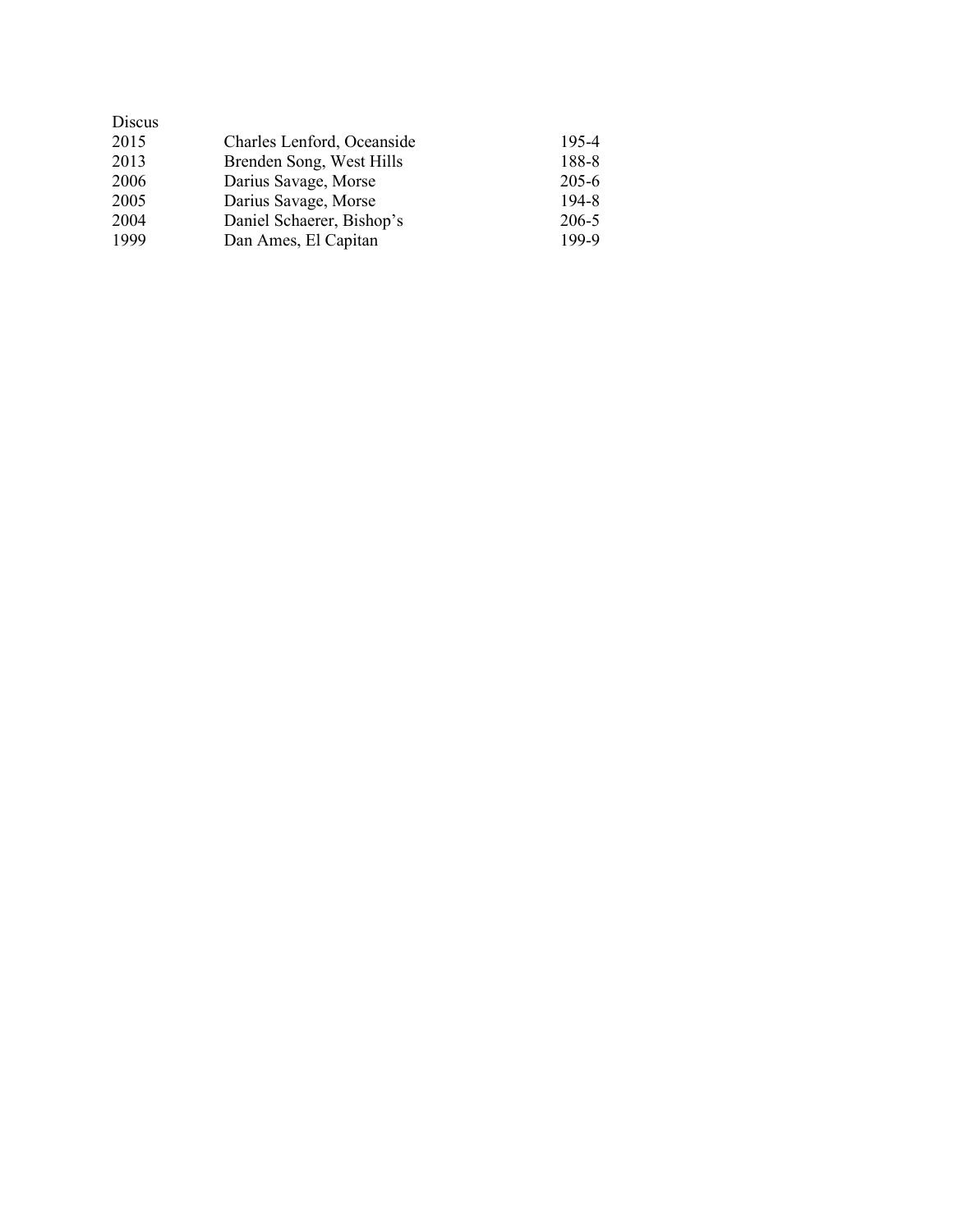Discus

| | | |
|---|---|---|
| 2015 | Charles Lenford, Oceanside | 195-4 |
| 2013 | Brenden Song, West Hills | 188-8 |
| 2006 | Darius Savage, Morse | 205-6 |
| 2005 | Darius Savage, Morse | 194-8 |
| 2004 | Daniel Schaerer, Bishop’s | 206-5 |
| 1999 | Dan Ames, El Capitan | 199-9 |